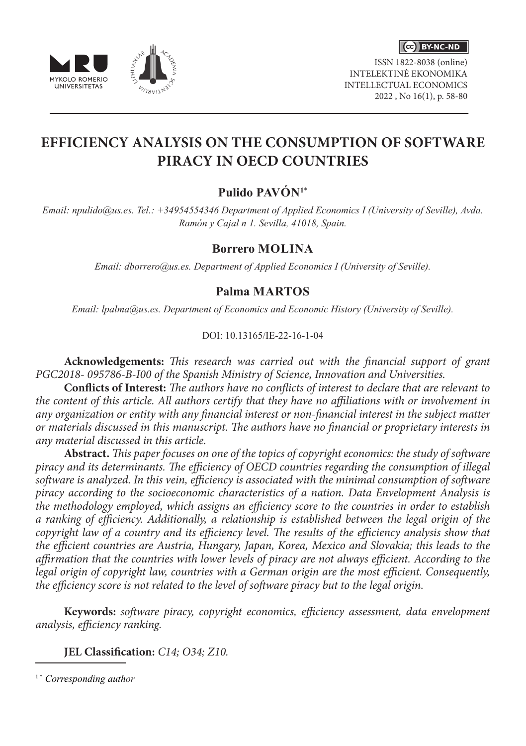# EFFICIENCY ANALYSIS ON THE CONSUMPTION OF SOFTWARE PIRACY IN OECD COUNTRIES

## Pulido PAVÓN[1*]

*Email: npulido@us.es. Tel.: +34954554346 Department of Applied Economics I (University of Seville), Avda. Ramón y Cajal n 1. Sevilla, 41018, Spain.*

## Borrero MOLINA

*Email: dborrero@us.es. Department of Applied Economics I (University of Seville).*

## Palma MARTOS

*Email: lpalma@us.es. Department of Economics and Economic History (University of Seville).*

DOI: 10.13165/IE-22-16-1-04

**Acknowledgements:** *This research was carried out with the financial support of grant PGC2018- 095786-B-I00 of the Spanish Ministry of Science, Innovation and Universities.*

**Conflicts of Interest:** *The authors have no conflicts of interest to declare that are relevant to the content of this article. All authors certify that they have no affiliations with or involvement in any organization or entity with any financial interest or non-financial interest in the subject matter or materials discussed in this manuscript. The authors have no financial or proprietary interests in any material discussed in this article.*

**Abstract.** *This paper focuses on one of the topics of copyright economics: the study of software piracy and its determinants. The efficiency of OECD countries regarding the consumption of illegal software is analyzed. In this vein, efficiency is associated with the minimal consumption of software piracy according to the socioeconomic characteristics of a nation. Data Envelopment Analysis is the methodology employed, which assigns an efficiency score to the countries in order to establish a ranking of efficiency. Additionally, a relationship is established between the legal origin of the copyright law of a country and its efficiency level. The results of the efficiency analysis show that the efficient countries are Austria, Hungary, Japan, Korea, Mexico and Slovakia; this leads to the affirmation that the countries with lower levels of piracy are not always efficient. According to the legal origin of copyright law, countries with a German origin are the most efficient. Consequently, the efficiency score is not related to the level of software piracy but to the legal origin.*

**Keywords:** *software piracy, copyright economics, efficiency assessment, data envelopment analysis, efficiency ranking.*

**JEL Classification:** *C14; O34; Z10.*

[1*] *Corresponding author*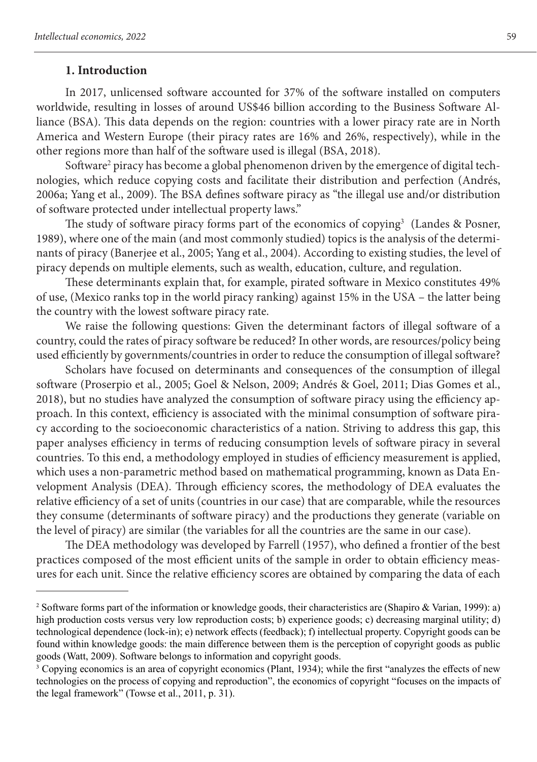## 1. Introduction

In 2017, unlicensed software accounted for 37% of the software installed on computers worldwide, resulting in losses of around US$46 billion according to the Business Software Alliance (BSA). This data depends on the region: countries with a lower piracy rate are in North America and Western Europe (their piracy rates are 16% and 26%, respectively), while in the other regions more than half of the software used is illegal (BSA, 2018).

Software[2] piracy has become a global phenomenon driven by the emergence of digital technologies, which reduce copying costs and facilitate their distribution and perfection (Andrés, 2006a; Yang et al., 2009). The BSA defines software piracy as "the illegal use and/or distribution of software protected under intellectual property laws."

The study of software piracy forms part of the economics of copying[3] (Landes & Posner, 1989), where one of the main (and most commonly studied) topics is the analysis of the determinants of piracy (Banerjee et al., 2005; Yang et al., 2004). According to existing studies, the level of piracy depends on multiple elements, such as wealth, education, culture, and regulation.

These determinants explain that, for example, pirated software in Mexico constitutes 49% of use, (Mexico ranks top in the world piracy ranking) against 15% in the USA – the latter being the country with the lowest software piracy rate.

We raise the following questions: Given the determinant factors of illegal software of a country, could the rates of piracy software be reduced? In other words, are resources/policy being used efficiently by governments/countries in order to reduce the consumption of illegal software?

Scholars have focused on determinants and consequences of the consumption of illegal software (Proserpio et al., 2005; Goel & Nelson, 2009; Andrés & Goel, 2011; Dias Gomes et al., 2018), but no studies have analyzed the consumption of software piracy using the efficiency approach. In this context, efficiency is associated with the minimal consumption of software piracy according to the socioeconomic characteristics of a nation. Striving to address this gap, this paper analyses efficiency in terms of reducing consumption levels of software piracy in several countries. To this end, a methodology employed in studies of efficiency measurement is applied, which uses a non-parametric method based on mathematical programming, known as Data Envelopment Analysis (DEA). Through efficiency scores, the methodology of DEA evaluates the relative efficiency of a set of units (countries in our case) that are comparable, while the resources they consume (determinants of software piracy) and the productions they generate (variable on the level of piracy) are similar (the variables for all the countries are the same in our case).

The DEA methodology was developed by Farrell (1957), who defined a frontier of the best practices composed of the most efficient units of the sample in order to obtain efficiency measures for each unit. Since the relative efficiency scores are obtained by comparing the data of each

---

[2] Software forms part of the information or knowledge goods, their characteristics are (Shapiro & Varian, 1999): a) high production costs versus very low reproduction costs; b) experience goods; c) decreasing marginal utility; d) technological dependence (lock-in); e) network effects (feedback); f) intellectual property. Copyright goods can be found within knowledge goods: the main difference between them is the perception of copyright goods as public goods (Watt, 2009). Software belongs to information and copyright goods.

[3] Copying economics is an area of copyright economics (Plant, 1934); while the first "analyzes the effects of new technologies on the process of copying and reproduction", the economics of copyright "focuses on the impacts of the legal framework" (Towse et al., 2011, p. 31).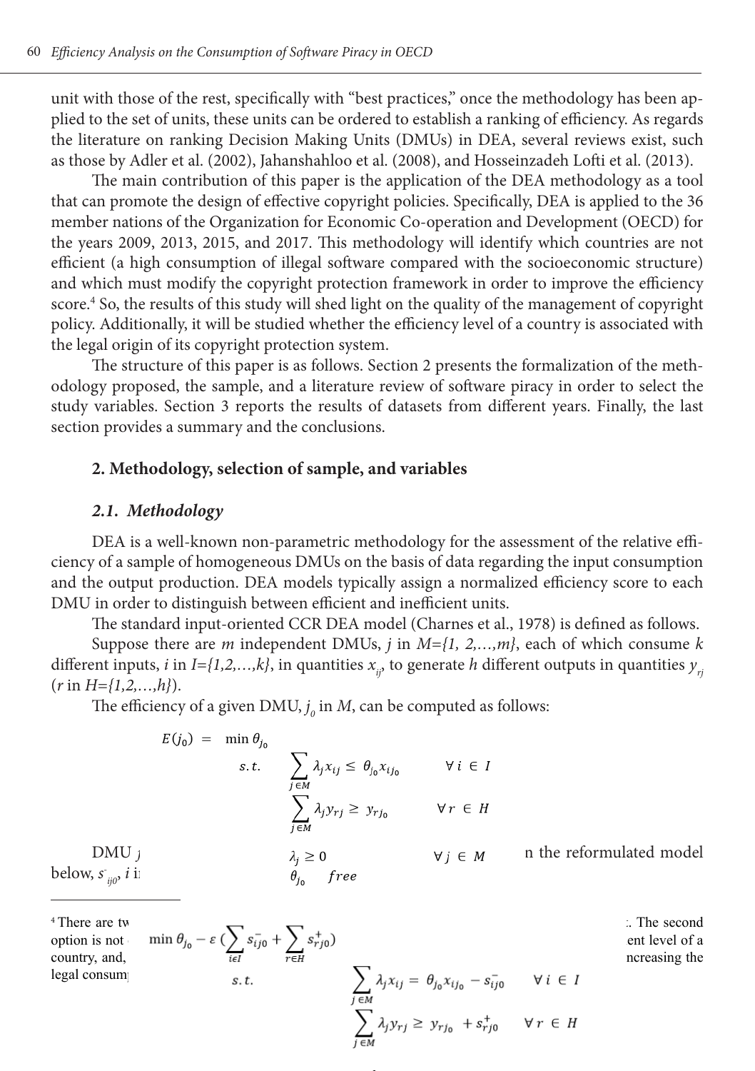unit with those of the rest, specifically with "best practices," once the methodology has been applied to the set of units, these units can be ordered to establish a ranking of efficiency. As regards the literature on ranking Decision Making Units (DMUs) in DEA, several reviews exist, such as those by Adler et al. (2002), Jahanshahloo et al. (2008), and Hosseinzadeh Lofti et al. (2013).

The main contribution of this paper is the application of the DEA methodology as a tool that can promote the design of effective copyright policies. Specifically, DEA is applied to the 36 member nations of the Organization for Economic Co-operation and Development (OECD) for the years 2009, 2013, 2015, and 2017. This methodology will identify which countries are not efficient (a high consumption of illegal software compared with the socioeconomic structure) and which must modify the copyright protection framework in order to improve the efficiency score.[4] So, the results of this study will shed light on the quality of the management of copyright policy. Additionally, it will be studied whether the efficiency level of a country is associated with the legal origin of its copyright protection system.

The structure of this paper is as follows. Section 2 presents the formalization of the methodology proposed, the sample, and a literature review of software piracy in order to select the study variables. Section 3 reports the results of datasets from different years. Finally, the last section provides a summary and the conclusions.

## 2. Methodology, selection of sample, and variables

### 2.1. Methodology

DEA is a well-known non-parametric methodology for the assessment of the relative efficiency of a sample of homogeneous DMUs on the basis of data regarding the input consumption and the output production. DEA models typically assign a normalized efficiency score to each DMU in order to distinguish between efficient and inefficient units.

The standard input-oriented CCR DEA model (Charnes et al., 1978) is defined as follows.

Suppose there are $m$ independent DMUs, $j$ in $M=\{1, 2,\ldots,m\}$, each of which consume $k$ different inputs, $i$ in $I=\{1,2,\ldots,k\}$, in quantities $x_{ij}$, to generate $h$ different outputs in quantities $y_{rj}$ ($r$ in $H=\{1,2,\ldots,h\}$).

The efficiency of a given DMU, $j_0$ in $M$, can be computed as follows:

$$
\begin{aligned}
E(j_0) = \ & \min \theta_{j_0} \\
& s.t. \quad \sum_{j \in M} \lambda_j x_{ij} \leq \theta_{j_0} x_{ij_0} \qquad \forall i \in I \\
& \qquad\quad \sum_{j \in M} \lambda_j y_{rj} \geq y_{rj_0} \qquad \forall r \in H \\
& \qquad\quad \lambda_j \geq 0 \qquad \forall j \in M \\
& \qquad\quad \theta_{j_0} \quad free
\end{aligned}
$$

DMU $j$ ... n the reformulated model below, $s^-_{ij0}$, $i$ i...

$$
\begin{aligned}
& \min \theta_{j_0} - \varepsilon \left(\sum_{i \in I} s^-_{ij0} + \sum_{r \in H} s^+_{rj0}\right) \\
& s.t. \qquad \sum_{j \in M} \lambda_j x_{ij} = \theta_{j_0} x_{ij_0} - s^-_{ij0} \qquad \forall i \in I \\
& \qquad\qquad \sum_{j \in M} \lambda_j y_{rj} \geq y_{rj_0} + s^+_{rj0} \qquad \forall r \in H
\end{aligned}
$$

[4] There are tw... . The second option is not ... ent level of a country, and, ... ncreasing the legal consum...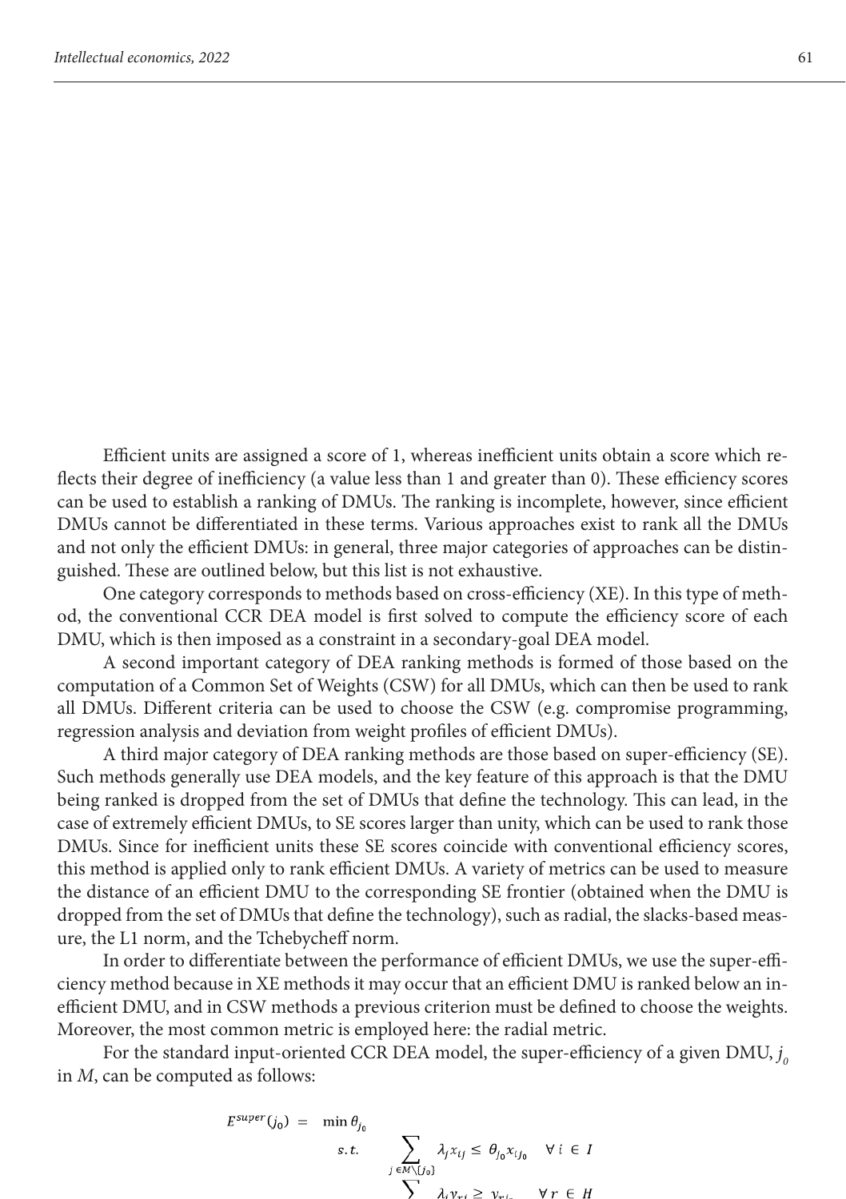Efficient units are assigned a score of 1, whereas inefficient units obtain a score which reflects their degree of inefficiency (a value less than 1 and greater than 0). These efficiency scores can be used to establish a ranking of DMUs. The ranking is incomplete, however, since efficient DMUs cannot be differentiated in these terms. Various approaches exist to rank all the DMUs and not only the efficient DMUs: in general, three major categories of approaches can be distinguished. These are outlined below, but this list is not exhaustive.

One category corresponds to methods based on cross-efficiency (XE). In this type of method, the conventional CCR DEA model is first solved to compute the efficiency score of each DMU, which is then imposed as a constraint in a secondary-goal DEA model.

A second important category of DEA ranking methods is formed of those based on the computation of a Common Set of Weights (CSW) for all DMUs, which can then be used to rank all DMUs. Different criteria can be used to choose the CSW (e.g. compromise programming, regression analysis and deviation from weight profiles of efficient DMUs).

A third major category of DEA ranking methods are those based on super-efficiency (SE). Such methods generally use DEA models, and the key feature of this approach is that the DMU being ranked is dropped from the set of DMUs that define the technology. This can lead, in the case of extremely efficient DMUs, to SE scores larger than unity, which can be used to rank those DMUs. Since for inefficient units these SE scores coincide with conventional efficiency scores, this method is applied only to rank efficient DMUs. A variety of metrics can be used to measure the distance of an efficient DMU to the corresponding SE frontier (obtained when the DMU is dropped from the set of DMUs that define the technology), such as radial, the slacks-based measure, the L1 norm, and the Tchebycheff norm.

In order to differentiate between the performance of efficient DMUs, we use the super-efficiency method because in XE methods it may occur that an efficient DMU is ranked below an inefficient DMU, and in CSW methods a previous criterion must be defined to choose the weights. Moreover, the most common metric is employed here: the radial metric.

For the standard input-oriented CCR DEA model, the super-efficiency of a given DMU, $j_0$ in $M$, can be computed as follows:

$$
\begin{aligned}
E^{super}(j_0) = \quad & \min \theta_{j_0} \\
s.t. \quad & \sum_{j \in M \setminus \{j_0\}} \lambda_j x_{ij} \leq \theta_{j_0} x_{ij_0} \quad \forall\, i \in I \\
& \sum \lambda_j y_{rj} \geq y_{rj_0} \quad \forall\, r \in H
\end{aligned}
$$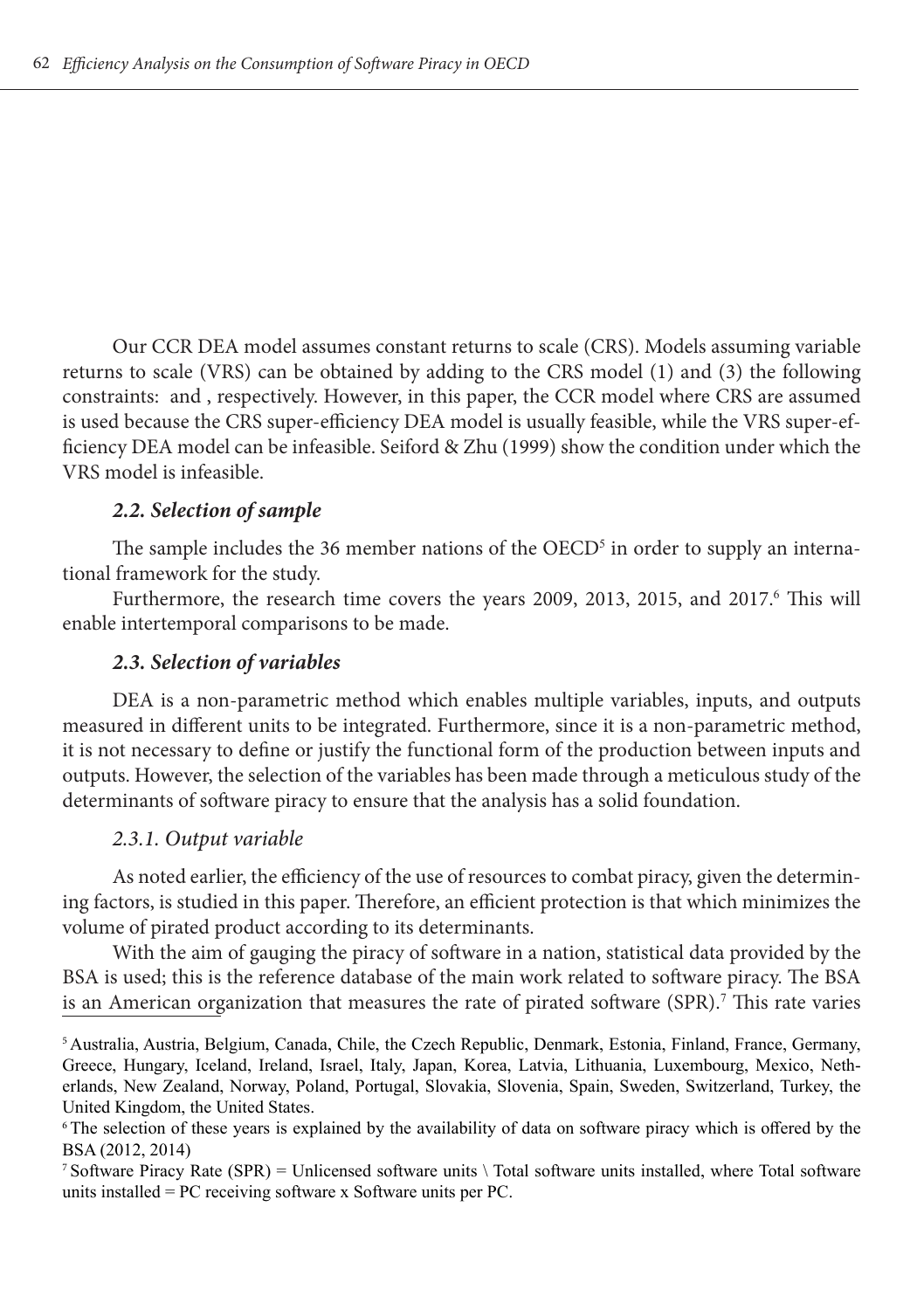Our CCR DEA model assumes constant returns to scale (CRS). Models assuming variable returns to scale (VRS) can be obtained by adding to the CRS model (1) and (3) the following constraints:  and , respectively. However, in this paper, the CCR model where CRS are assumed is used because the CRS super-efficiency DEA model is usually feasible, while the VRS super-efficiency DEA model can be infeasible. Seiford & Zhu (1999) show the condition under which the VRS model is infeasible.

### *2.2. Selection of sample*

The sample includes the 36 member nations of the OECD[5] in order to supply an international framework for the study.

Furthermore, the research time covers the years 2009, 2013, 2015, and 2017.[6] This will enable intertemporal comparisons to be made.

### *2.3. Selection of variables*

DEA is a non-parametric method which enables multiple variables, inputs, and outputs measured in different units to be integrated. Furthermore, since it is a non-parametric method, it is not necessary to define or justify the functional form of the production between inputs and outputs. However, the selection of the variables has been made through a meticulous study of the determinants of software piracy to ensure that the analysis has a solid foundation.

#### *2.3.1. Output variable*

As noted earlier, the efficiency of the use of resources to combat piracy, given the determining factors, is studied in this paper. Therefore, an efficient protection is that which minimizes the volume of pirated product according to its determinants.

With the aim of gauging the piracy of software in a nation, statistical data provided by the BSA is used; this is the reference database of the main work related to software piracy. The BSA is an American organization that measures the rate of pirated software (SPR).[7] This rate varies

---

[5] Australia, Austria, Belgium, Canada, Chile, the Czech Republic, Denmark, Estonia, Finland, France, Germany, Greece, Hungary, Iceland, Ireland, Israel, Italy, Japan, Korea, Latvia, Lithuania, Luxembourg, Mexico, Netherlands, New Zealand, Norway, Poland, Portugal, Slovakia, Slovenia, Spain, Sweden, Switzerland, Turkey, the United Kingdom, the United States.

[6] The selection of these years is explained by the availability of data on software piracy which is offered by the BSA (2012, 2014)

[7] Software Piracy Rate (SPR) = Unlicensed software units \ Total software units installed, where Total software units installed = PC receiving software x Software units per PC.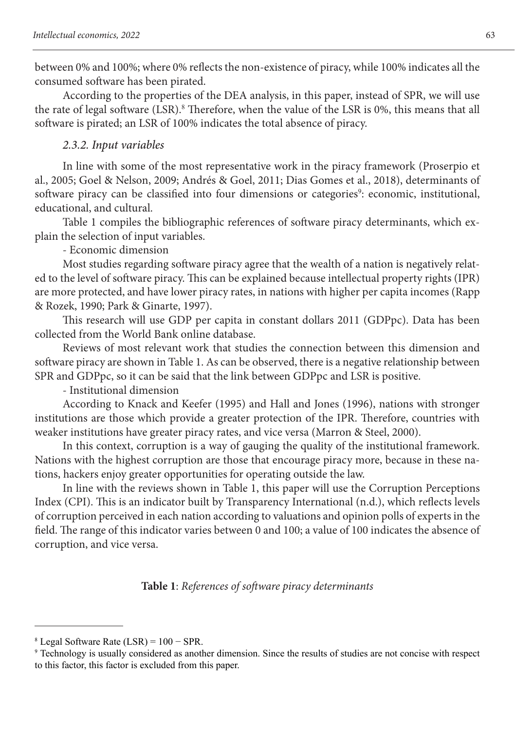between 0% and 100%; where 0% reflects the non-existence of piracy, while 100% indicates all the consumed software has been pirated.

According to the properties of the DEA analysis, in this paper, instead of SPR, we will use the rate of legal software (LSR).[8] Therefore, when the value of the LSR is 0%, this means that all software is pirated; an LSR of 100% indicates the total absence of piracy.

### *2.3.2. Input variables*

In line with some of the most representative work in the piracy framework (Proserpio et al., 2005; Goel & Nelson, 2009; Andrés & Goel, 2011; Dias Gomes et al., 2018), determinants of software piracy can be classified into four dimensions or categories[9]: economic, institutional, educational, and cultural.

Table 1 compiles the bibliographic references of software piracy determinants, which explain the selection of input variables.

- Economic dimension

Most studies regarding software piracy agree that the wealth of a nation is negatively related to the level of software piracy. This can be explained because intellectual property rights (IPR) are more protected, and have lower piracy rates, in nations with higher per capita incomes (Rapp & Rozek, 1990; Park & Ginarte, 1997).

This research will use GDP per capita in constant dollars 2011 (GDPpc). Data has been collected from the World Bank online database.

Reviews of most relevant work that studies the connection between this dimension and software piracy are shown in Table 1. As can be observed, there is a negative relationship between SPR and GDPpc, so it can be said that the link between GDPpc and LSR is positive.

- Institutional dimension

According to Knack and Keefer (1995) and Hall and Jones (1996), nations with stronger institutions are those which provide a greater protection of the IPR. Therefore, countries with weaker institutions have greater piracy rates, and vice versa (Marron & Steel, 2000).

In this context, corruption is a way of gauging the quality of the institutional framework. Nations with the highest corruption are those that encourage piracy more, because in these nations, hackers enjoy greater opportunities for operating outside the law.

In line with the reviews shown in Table 1, this paper will use the Corruption Perceptions Index (CPI). This is an indicator built by Transparency International (n.d.), which reflects levels of corruption perceived in each nation according to valuations and opinion polls of experts in the field. The range of this indicator varies between 0 and 100; a value of 100 indicates the absence of corruption, and vice versa.

**Table 1**: *References of software piracy determinants*

---

[8] Legal Software Rate (LSR) = 100 − SPR.

[9] Technology is usually considered as another dimension. Since the results of studies are not concise with respect to this factor, this factor is excluded from this paper.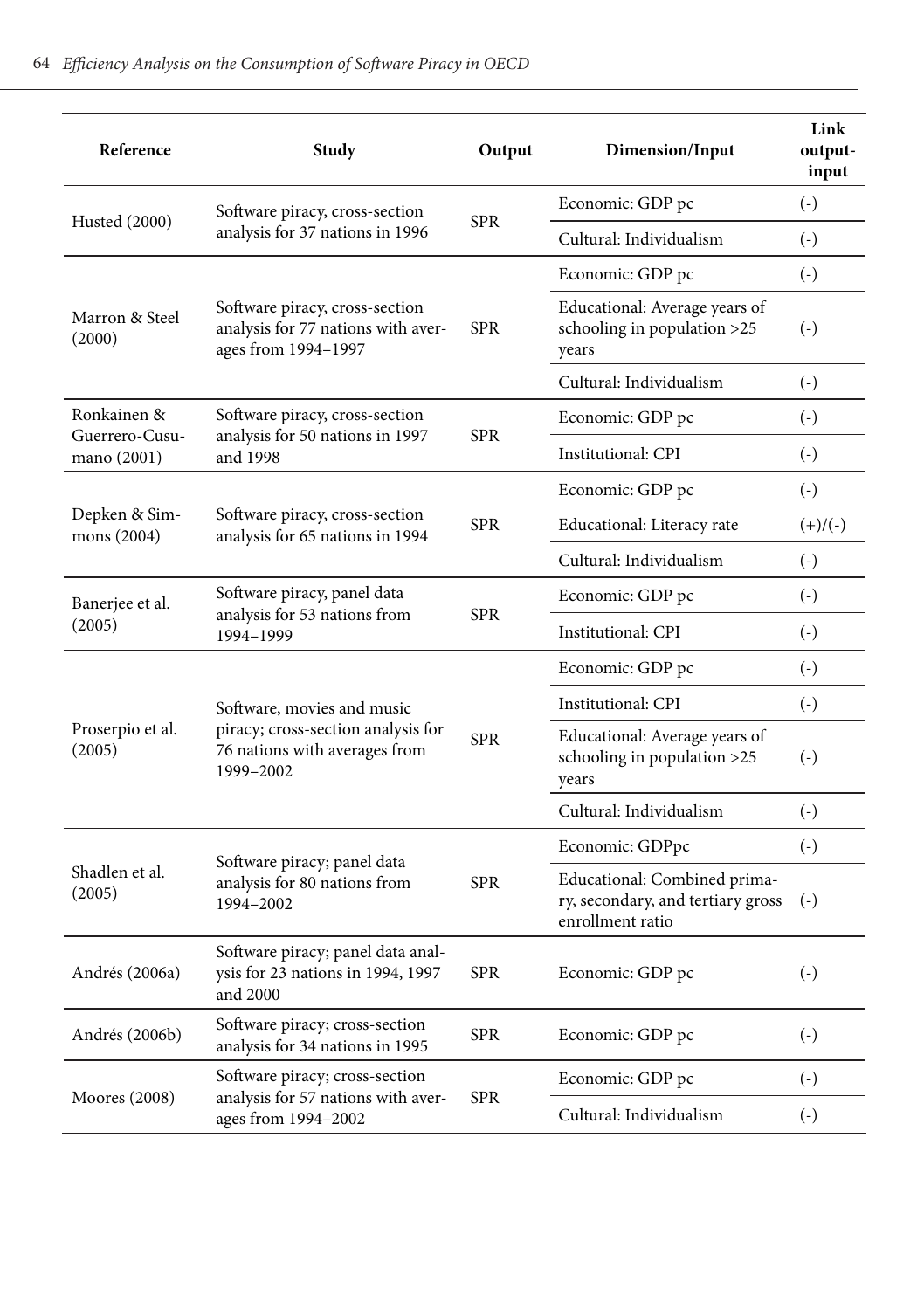| Reference | Study | Output | Dimension/Input | Link output-input |
|---|---|---|---|---|
| Husted (2000) | Software piracy, cross-section analysis for 37 nations in 1996 | SPR | Economic: GDP pc | (-) |
| | | | Cultural: Individualism | (-) |
| Marron & Steel (2000) | Software piracy, cross-section analysis for 77 nations with averages from 1994–1997 | SPR | Economic: GDP pc | (-) |
| | | | Educational: Average years of schooling in population >25 years | (-) |
| | | | Cultural: Individualism | (-) |
| Ronkainen & Guerrero-Cusumano (2001) | Software piracy, cross-section analysis for 50 nations in 1997 and 1998 | SPR | Economic: GDP pc | (-) |
| | | | Institutional: CPI | (-) |
| Depken & Simmons (2004) | Software piracy, cross-section analysis for 65 nations in 1994 | SPR | Economic: GDP pc | (-) |
| | | | Educational: Literacy rate | (+)/(-) |
| | | | Cultural: Individualism | (-) |
| Banerjee et al. (2005) | Software piracy, panel data analysis for 53 nations from 1994–1999 | SPR | Economic: GDP pc | (-) |
| | | | Institutional: CPI | (-) |
| Proserpio et al. (2005) | Software, movies and music piracy; cross-section analysis for 76 nations with averages from 1999–2002 | SPR | Economic: GDP pc | (-) |
| | | | Institutional: CPI | (-) |
| | | | Educational: Average years of schooling in population >25 years | (-) |
| | | | Cultural: Individualism | (-) |
| Shadlen et al. (2005) | Software piracy; panel data analysis for 80 nations from 1994–2002 | SPR | Economic: GDPpc | (-) |
| | | | Educational: Combined primary, secondary, and tertiary gross enrollment ratio | (-) |
| Andrés (2006a) | Software piracy; panel data analysis for 23 nations in 1994, 1997 and 2000 | SPR | Economic: GDP pc | (-) |
| Andrés (2006b) | Software piracy; cross-section analysis for 34 nations in 1995 | SPR | Economic: GDP pc | (-) |
| Moores (2008) | Software piracy; cross-section analysis for 57 nations with averages from 1994–2002 | SPR | Economic: GDP pc | (-) |
| | | | Cultural: Individualism | (-) |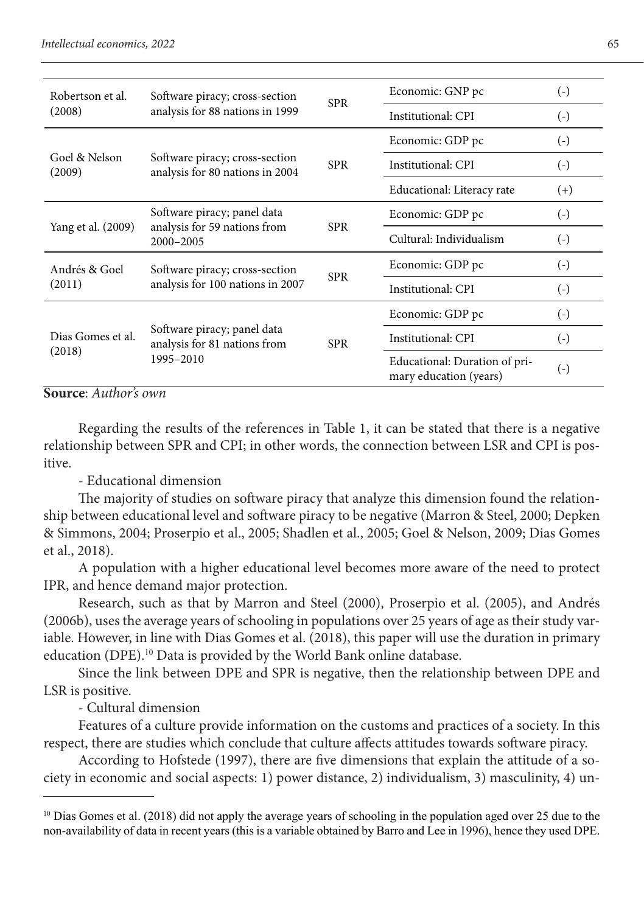| | | | | |
|---|---|---|---|---|
| Robertson et al. (2008) | Software piracy; cross-section analysis for 88 nations in 1999 | SPR | Economic: GNP pc | (-) |
| | | | Institutional: CPI | (-) |
| Goel & Nelson (2009) | Software piracy; cross-section analysis for 80 nations in 2004 | SPR | Economic: GDP pc | (-) |
| | | | Institutional: CPI | (-) |
| | | | Educational: Literacy rate | (+) |
| Yang et al. (2009) | Software piracy; panel data analysis for 59 nations from 2000–2005 | SPR | Economic: GDP pc | (-) |
| | | | Cultural: Individualism | (-) |
| Andrés & Goel (2011) | Software piracy; cross-section analysis for 100 nations in 2007 | SPR | Economic: GDP pc | (-) |
| | | | Institutional: CPI | (-) |
| Dias Gomes et al. (2018) | Software piracy; panel data analysis for 81 nations from 1995–2010 | SPR | Economic: GDP pc | (-) |
| | | | Institutional: CPI | (-) |
| | | | Educational: Duration of primary education (years) | (-) |

**Source**: *Author's own*

Regarding the results of the references in Table 1, it can be stated that there is a negative relationship between SPR and CPI; in other words, the connection between LSR and CPI is positive.

- Educational dimension

The majority of studies on software piracy that analyze this dimension found the relationship between educational level and software piracy to be negative (Marron & Steel, 2000; Depken & Simmons, 2004; Proserpio et al., 2005; Shadlen et al., 2005; Goel & Nelson, 2009; Dias Gomes et al., 2018).

A population with a higher educational level becomes more aware of the need to protect IPR, and hence demand major protection.

Research, such as that by Marron and Steel (2000), Proserpio et al. (2005), and Andrés (2006b), uses the average years of schooling in populations over 25 years of age as their study variable. However, in line with Dias Gomes et al. (2018), this paper will use the duration in primary education (DPE).[10] Data is provided by the World Bank online database.

Since the link between DPE and SPR is negative, then the relationship between DPE and LSR is positive.

- Cultural dimension

Features of a culture provide information on the customs and practices of a society. In this respect, there are studies which conclude that culture affects attitudes towards software piracy.

According to Hofstede (1997), there are five dimensions that explain the attitude of a society in economic and social aspects: 1) power distance, 2) individualism, 3) masculinity, 4) un-

[10] Dias Gomes et al. (2018) did not apply the average years of schooling in the population aged over 25 due to the non-availability of data in recent years (this is a variable obtained by Barro and Lee in 1996), hence they used DPE.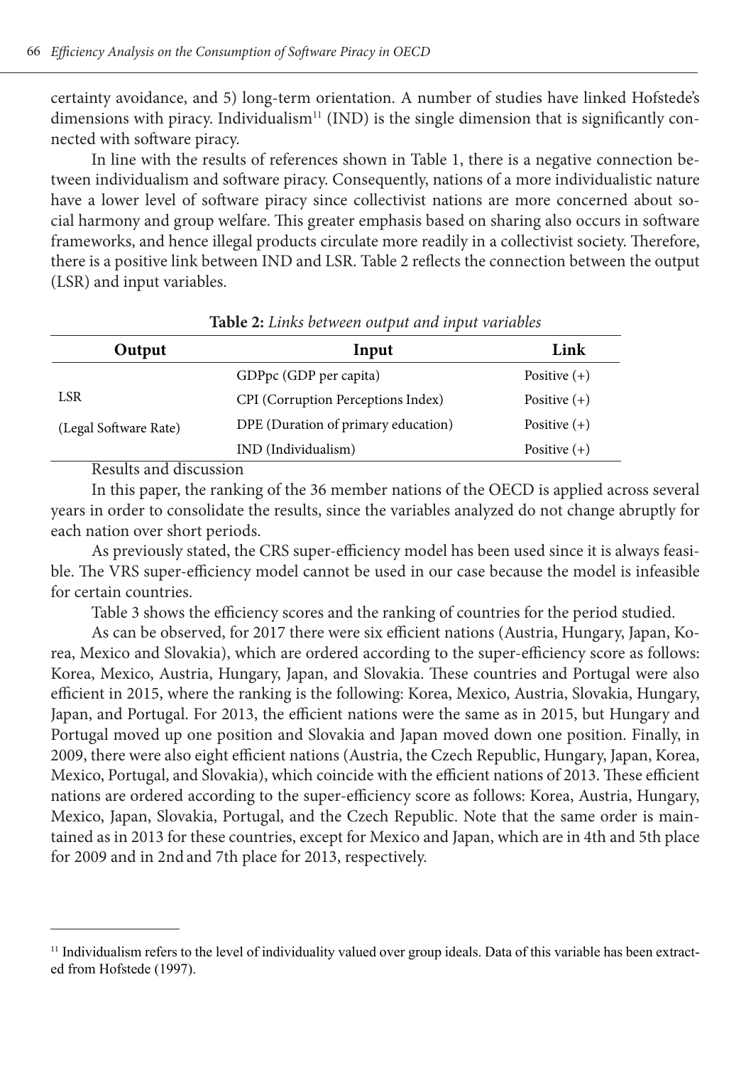certainty avoidance, and 5) long-term orientation. A number of studies have linked Hofstede's dimensions with piracy. Individualism[11] (IND) is the single dimension that is significantly connected with software piracy.

In line with the results of references shown in Table 1, there is a negative connection between individualism and software piracy. Consequently, nations of a more individualistic nature have a lower level of software piracy since collectivist nations are more concerned about social harmony and group welfare. This greater emphasis based on sharing also occurs in software frameworks, and hence illegal products circulate more readily in a collectivist society. Therefore, there is a positive link between IND and LSR. Table 2 reflects the connection between the output (LSR) and input variables.

**Table 2:** *Links between output and input variables*

| Output | Input | Link |
|---|---|---|
| LSR (Legal Software Rate) | GDPpc (GDP per capita) | Positive (+) |
| | CPI (Corruption Perceptions Index) | Positive (+) |
| | DPE (Duration of primary education) | Positive (+) |
| | IND (Individualism) | Positive (+) |

Results and discussion

In this paper, the ranking of the 36 member nations of the OECD is applied across several years in order to consolidate the results, since the variables analyzed do not change abruptly for each nation over short periods.

As previously stated, the CRS super-efficiency model has been used since it is always feasible. The VRS super-efficiency model cannot be used in our case because the model is infeasible for certain countries.

Table 3 shows the efficiency scores and the ranking of countries for the period studied.

As can be observed, for 2017 there were six efficient nations (Austria, Hungary, Japan, Korea, Mexico and Slovakia), which are ordered according to the super-efficiency score as follows: Korea, Mexico, Austria, Hungary, Japan, and Slovakia. These countries and Portugal were also efficient in 2015, where the ranking is the following: Korea, Mexico, Austria, Slovakia, Hungary, Japan, and Portugal. For 2013, the efficient nations were the same as in 2015, but Hungary and Portugal moved up one position and Slovakia and Japan moved down one position. Finally, in 2009, there were also eight efficient nations (Austria, the Czech Republic, Hungary, Japan, Korea, Mexico, Portugal, and Slovakia), which coincide with the efficient nations of 2013. These efficient nations are ordered according to the super-efficiency score as follows: Korea, Austria, Hungary, Mexico, Japan, Slovakia, Portugal, and the Czech Republic. Note that the same order is maintained as in 2013 for these countries, except for Mexico and Japan, which are in 4th and 5th place for 2009 and in 2nd and 7th place for 2013, respectively.

---

[11] Individualism refers to the level of individuality valued over group ideals. Data of this variable has been extracted from Hofstede (1997).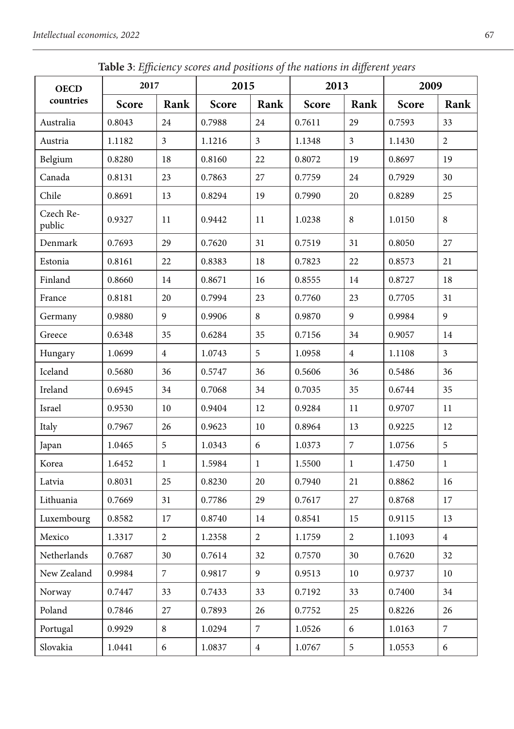**Table 3**: *Efficiency scores and positions of the nations in different years*

| OECD countries | 2017 | | 2015 | | 2013 | | 2009 | |
|---|---|---|---|---|---|---|---|---|
| | Score | Rank | Score | Rank | Score | Rank | Score | Rank |
| Australia | 0.8043 | 24 | 0.7988 | 24 | 0.7611 | 29 | 0.7593 | 33 |
| Austria | 1.1182 | 3 | 1.1216 | 3 | 1.1348 | 3 | 1.1430 | 2 |
| Belgium | 0.8280 | 18 | 0.8160 | 22 | 0.8072 | 19 | 0.8697 | 19 |
| Canada | 0.8131 | 23 | 0.7863 | 27 | 0.7759 | 24 | 0.7929 | 30 |
| Chile | 0.8691 | 13 | 0.8294 | 19 | 0.7990 | 20 | 0.8289 | 25 |
| Czech Republic | 0.9327 | 11 | 0.9442 | 11 | 1.0238 | 8 | 1.0150 | 8 |
| Denmark | 0.7693 | 29 | 0.7620 | 31 | 0.7519 | 31 | 0.8050 | 27 |
| Estonia | 0.8161 | 22 | 0.8383 | 18 | 0.7823 | 22 | 0.8573 | 21 |
| Finland | 0.8660 | 14 | 0.8671 | 16 | 0.8555 | 14 | 0.8727 | 18 |
| France | 0.8181 | 20 | 0.7994 | 23 | 0.7760 | 23 | 0.7705 | 31 |
| Germany | 0.9880 | 9 | 0.9906 | 8 | 0.9870 | 9 | 0.9984 | 9 |
| Greece | 0.6348 | 35 | 0.6284 | 35 | 0.7156 | 34 | 0.9057 | 14 |
| Hungary | 1.0699 | 4 | 1.0743 | 5 | 1.0958 | 4 | 1.1108 | 3 |
| Iceland | 0.5680 | 36 | 0.5747 | 36 | 0.5606 | 36 | 0.5486 | 36 |
| Ireland | 0.6945 | 34 | 0.7068 | 34 | 0.7035 | 35 | 0.6744 | 35 |
| Israel | 0.9530 | 10 | 0.9404 | 12 | 0.9284 | 11 | 0.9707 | 11 |
| Italy | 0.7967 | 26 | 0.9623 | 10 | 0.8964 | 13 | 0.9225 | 12 |
| Japan | 1.0465 | 5 | 1.0343 | 6 | 1.0373 | 7 | 1.0756 | 5 |
| Korea | 1.6452 | 1 | 1.5984 | 1 | 1.5500 | 1 | 1.4750 | 1 |
| Latvia | 0.8031 | 25 | 0.8230 | 20 | 0.7940 | 21 | 0.8862 | 16 |
| Lithuania | 0.7669 | 31 | 0.7786 | 29 | 0.7617 | 27 | 0.8768 | 17 |
| Luxembourg | 0.8582 | 17 | 0.8740 | 14 | 0.8541 | 15 | 0.9115 | 13 |
| Mexico | 1.3317 | 2 | 1.2358 | 2 | 1.1759 | 2 | 1.1093 | 4 |
| Netherlands | 0.7687 | 30 | 0.7614 | 32 | 0.7570 | 30 | 0.7620 | 32 |
| New Zealand | 0.9984 | 7 | 0.9817 | 9 | 0.9513 | 10 | 0.9737 | 10 |
| Norway | 0.7447 | 33 | 0.7433 | 33 | 0.7192 | 33 | 0.7400 | 34 |
| Poland | 0.7846 | 27 | 0.7893 | 26 | 0.7752 | 25 | 0.8226 | 26 |
| Portugal | 0.9929 | 8 | 1.0294 | 7 | 1.0526 | 6 | 1.0163 | 7 |
| Slovakia | 1.0441 | 6 | 1.0837 | 4 | 1.0767 | 5 | 1.0553 | 6 |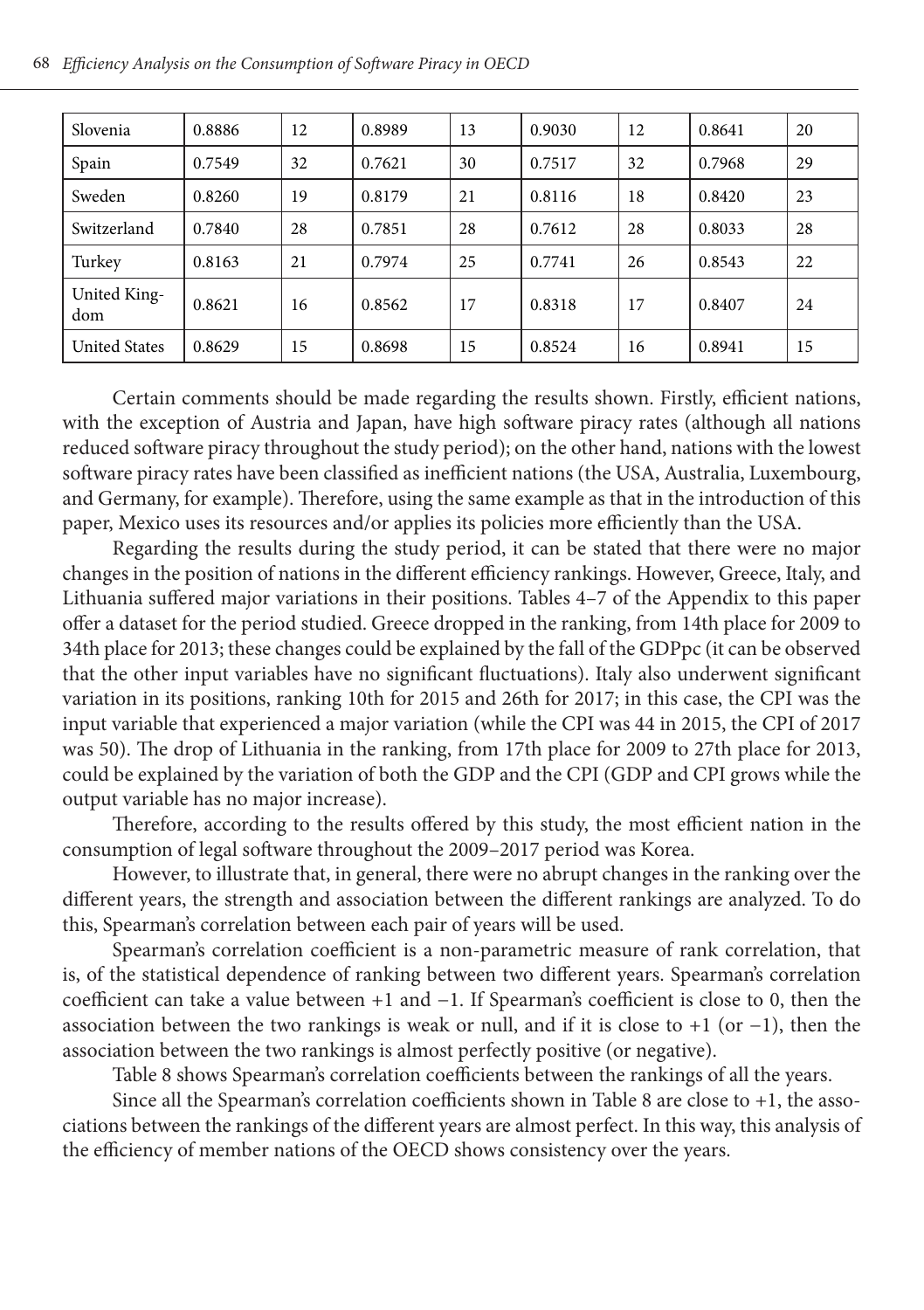| Slovenia | 0.8886 | 12 | 0.8989 | 13 | 0.9030 | 12 | 0.8641 | 20 |
|---|---|---|---|---|---|---|---|---|
| Spain | 0.7549 | 32 | 0.7621 | 30 | 0.7517 | 32 | 0.7968 | 29 |
| Sweden | 0.8260 | 19 | 0.8179 | 21 | 0.8116 | 18 | 0.8420 | 23 |
| Switzerland | 0.7840 | 28 | 0.7851 | 28 | 0.7612 | 28 | 0.8033 | 28 |
| Turkey | 0.8163 | 21 | 0.7974 | 25 | 0.7741 | 26 | 0.8543 | 22 |
| United Kingdom | 0.8621 | 16 | 0.8562 | 17 | 0.8318 | 17 | 0.8407 | 24 |
| United States | 0.8629 | 15 | 0.8698 | 15 | 0.8524 | 16 | 0.8941 | 15 |

Certain comments should be made regarding the results shown. Firstly, efficient nations, with the exception of Austria and Japan, have high software piracy rates (although all nations reduced software piracy throughout the study period); on the other hand, nations with the lowest software piracy rates have been classified as inefficient nations (the USA, Australia, Luxembourg, and Germany, for example). Therefore, using the same example as that in the introduction of this paper, Mexico uses its resources and/or applies its policies more efficiently than the USA.

Regarding the results during the study period, it can be stated that there were no major changes in the position of nations in the different efficiency rankings. However, Greece, Italy, and Lithuania suffered major variations in their positions. Tables 4–7 of the Appendix to this paper offer a dataset for the period studied. Greece dropped in the ranking, from 14th place for 2009 to 34th place for 2013; these changes could be explained by the fall of the GDPpc (it can be observed that the other input variables have no significant fluctuations). Italy also underwent significant variation in its positions, ranking 10th for 2015 and 26th for 2017; in this case, the CPI was the input variable that experienced a major variation (while the CPI was 44 in 2015, the CPI of 2017 was 50). The drop of Lithuania in the ranking, from 17th place for 2009 to 27th place for 2013, could be explained by the variation of both the GDP and the CPI (GDP and CPI grows while the output variable has no major increase).

Therefore, according to the results offered by this study, the most efficient nation in the consumption of legal software throughout the 2009–2017 period was Korea.

However, to illustrate that, in general, there were no abrupt changes in the ranking over the different years, the strength and association between the different rankings are analyzed. To do this, Spearman's correlation between each pair of years will be used.

Spearman's correlation coefficient is a non-parametric measure of rank correlation, that is, of the statistical dependence of ranking between two different years. Spearman's correlation coefficient can take a value between +1 and −1. If Spearman's coefficient is close to 0, then the association between the two rankings is weak or null, and if it is close to +1 (or −1), then the association between the two rankings is almost perfectly positive (or negative).

Table 8 shows Spearman's correlation coefficients between the rankings of all the years.

Since all the Spearman's correlation coefficients shown in Table 8 are close to +1, the associations between the rankings of the different years are almost perfect. In this way, this analysis of the efficiency of member nations of the OECD shows consistency over the years.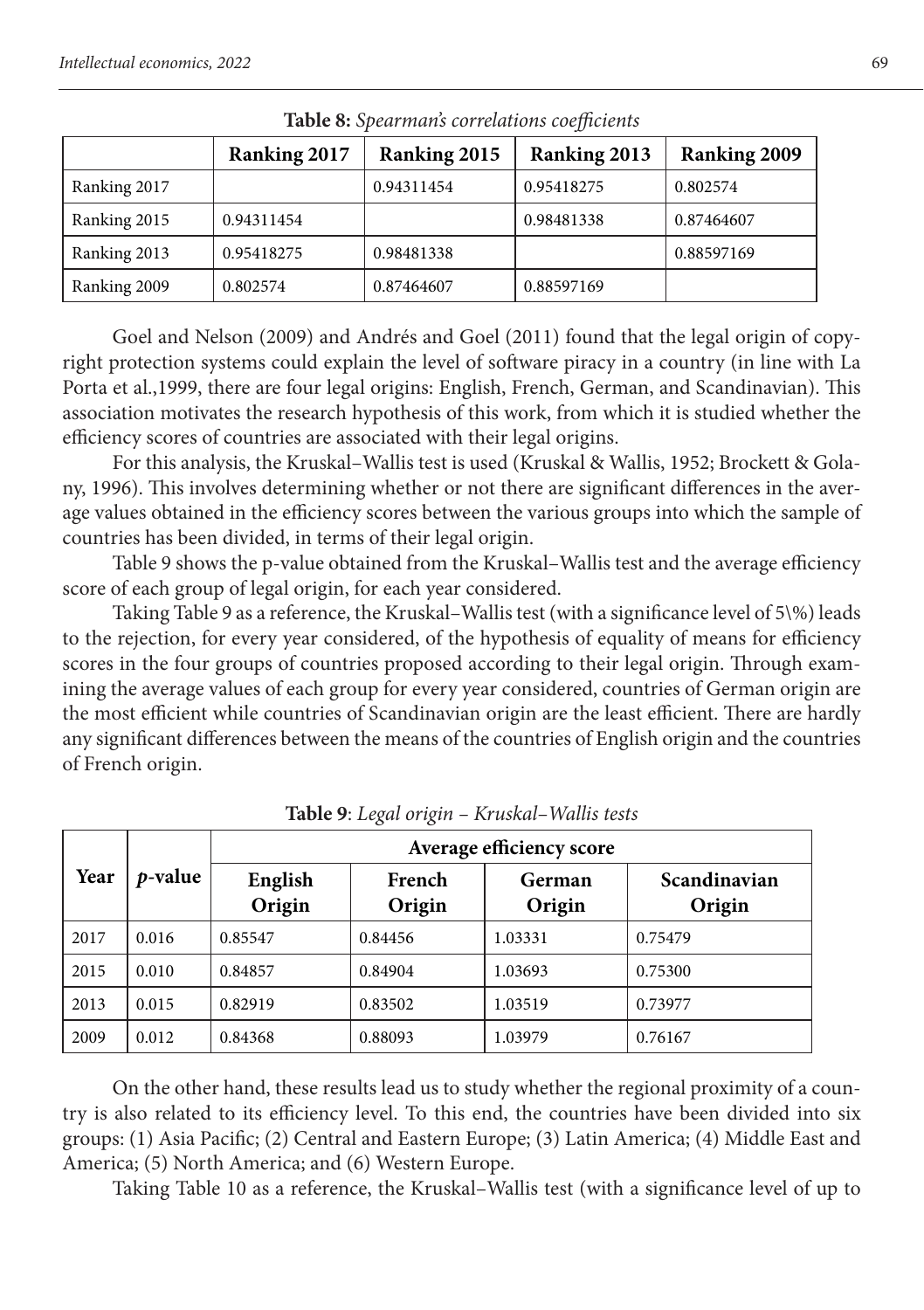**Table 8:** *Spearman's correlations coefficients*

| | Ranking 2017 | Ranking 2015 | Ranking 2013 | Ranking 2009 |
|---|---|---|---|---|
| Ranking 2017 | | 0.94311454 | 0.95418275 | 0.802574 |
| Ranking 2015 | 0.94311454 | | 0.98481338 | 0.87464607 |
| Ranking 2013 | 0.95418275 | 0.98481338 | | 0.88597169 |
| Ranking 2009 | 0.802574 | 0.87464607 | 0.88597169 | |

Goel and Nelson (2009) and Andrés and Goel (2011) found that the legal origin of copyright protection systems could explain the level of software piracy in a country (in line with La Porta et al.,1999, there are four legal origins: English, French, German, and Scandinavian). This association motivates the research hypothesis of this work, from which it is studied whether the efficiency scores of countries are associated with their legal origins.

For this analysis, the Kruskal–Wallis test is used (Kruskal & Wallis, 1952; Brockett & Golany, 1996). This involves determining whether or not there are significant differences in the average values obtained in the efficiency scores between the various groups into which the sample of countries has been divided, in terms of their legal origin.

Table 9 shows the p-value obtained from the Kruskal–Wallis test and the average efficiency score of each group of legal origin, for each year considered.

Taking Table 9 as a reference, the Kruskal–Wallis test (with a significance level of 5%) leads to the rejection, for every year considered, of the hypothesis of equality of means for efficiency scores in the four groups of countries proposed according to their legal origin. Through examining the average values of each group for every year considered, countries of German origin are the most efficient while countries of Scandinavian origin are the least efficient. There are hardly any significant differences between the means of the countries of English origin and the countries of French origin.

**Table 9**: *Legal origin – Kruskal–Wallis tests*

| Year | *p*-value | Average efficiency score | | | |
|---|---|---|---|---|---|
| | | English Origin | French Origin | German Origin | Scandinavian Origin |
| 2017 | 0.016 | 0.85547 | 0.84456 | 1.03331 | 0.75479 |
| 2015 | 0.010 | 0.84857 | 0.84904 | 1.03693 | 0.75300 |
| 2013 | 0.015 | 0.82919 | 0.83502 | 1.03519 | 0.73977 |
| 2009 | 0.012 | 0.84368 | 0.88093 | 1.03979 | 0.76167 |

On the other hand, these results lead us to study whether the regional proximity of a country is also related to its efficiency level. To this end, the countries have been divided into six groups: (1) Asia Pacific; (2) Central and Eastern Europe; (3) Latin America; (4) Middle East and America; (5) North America; and (6) Western Europe.

Taking Table 10 as a reference, the Kruskal–Wallis test (with a significance level of up to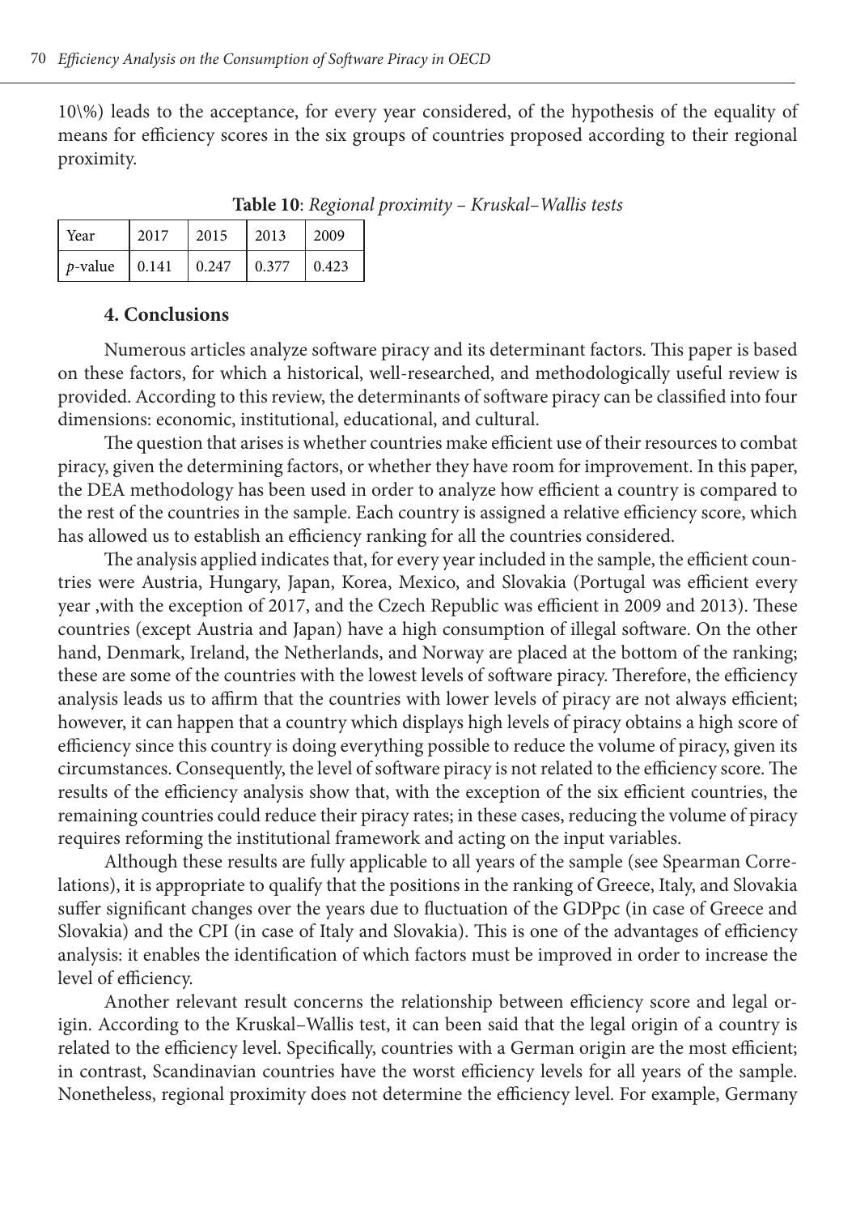10\%) leads to the acceptance, for every year considered, of the hypothesis of the equality of means for efficiency scores in the six groups of countries proposed according to their regional proximity.

**Table 10**: *Regional proximity – Kruskal–Wallis tests*

| Year | 2017 | 2015 | 2013 | 2009 |
|---|---|---|---|---|
| *p*-value | 0.141 | 0.247 | 0.377 | 0.423 |

## 4. Conclusions

Numerous articles analyze software piracy and its determinant factors. This paper is based on these factors, for which a historical, well-researched, and methodologically useful review is provided. According to this review, the determinants of software piracy can be classified into four dimensions: economic, institutional, educational, and cultural.

The question that arises is whether countries make efficient use of their resources to combat piracy, given the determining factors, or whether they have room for improvement. In this paper, the DEA methodology has been used in order to analyze how efficient a country is compared to the rest of the countries in the sample. Each country is assigned a relative efficiency score, which has allowed us to establish an efficiency ranking for all the countries considered.

The analysis applied indicates that, for every year included in the sample, the efficient countries were Austria, Hungary, Japan, Korea, Mexico, and Slovakia (Portugal was efficient every year ,with the exception of 2017, and the Czech Republic was efficient in 2009 and 2013). These countries (except Austria and Japan) have a high consumption of illegal software. On the other hand, Denmark, Ireland, the Netherlands, and Norway are placed at the bottom of the ranking; these are some of the countries with the lowest levels of software piracy. Therefore, the efficiency analysis leads us to affirm that the countries with lower levels of piracy are not always efficient; however, it can happen that a country which displays high levels of piracy obtains a high score of efficiency since this country is doing everything possible to reduce the volume of piracy, given its circumstances. Consequently, the level of software piracy is not related to the efficiency score. The results of the efficiency analysis show that, with the exception of the six efficient countries, the remaining countries could reduce their piracy rates; in these cases, reducing the volume of piracy requires reforming the institutional framework and acting on the input variables.

Although these results are fully applicable to all years of the sample (see Spearman Correlations), it is appropriate to qualify that the positions in the ranking of Greece, Italy, and Slovakia suffer significant changes over the years due to fluctuation of the GDPpc (in case of Greece and Slovakia) and the CPI (in case of Italy and Slovakia). This is one of the advantages of efficiency analysis: it enables the identification of which factors must be improved in order to increase the level of efficiency.

Another relevant result concerns the relationship between efficiency score and legal origin. According to the Kruskal–Wallis test, it can been said that the legal origin of a country is related to the efficiency level. Specifically, countries with a German origin are the most efficient; in contrast, Scandinavian countries have the worst efficiency levels for all years of the sample. Nonetheless, regional proximity does not determine the efficiency level. For example, Germany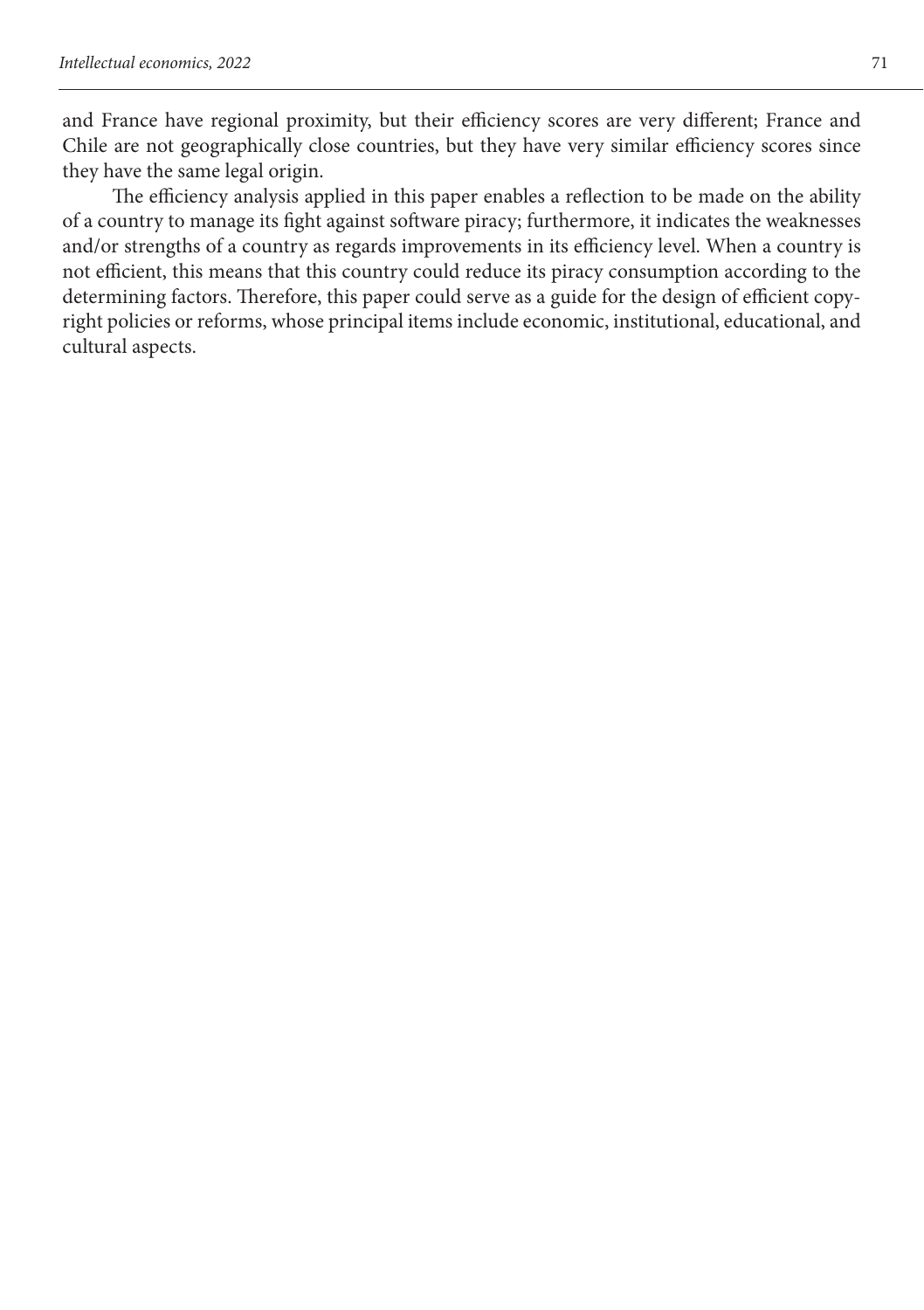and France have regional proximity, but their efficiency scores are very different; France and Chile are not geographically close countries, but they have very similar efficiency scores since they have the same legal origin.

The efficiency analysis applied in this paper enables a reflection to be made on the ability of a country to manage its fight against software piracy; furthermore, it indicates the weaknesses and/or strengths of a country as regards improvements in its efficiency level. When a country is not efficient, this means that this country could reduce its piracy consumption according to the determining factors. Therefore, this paper could serve as a guide for the design of efficient copyright policies or reforms, whose principal items include economic, institutional, educational, and cultural aspects.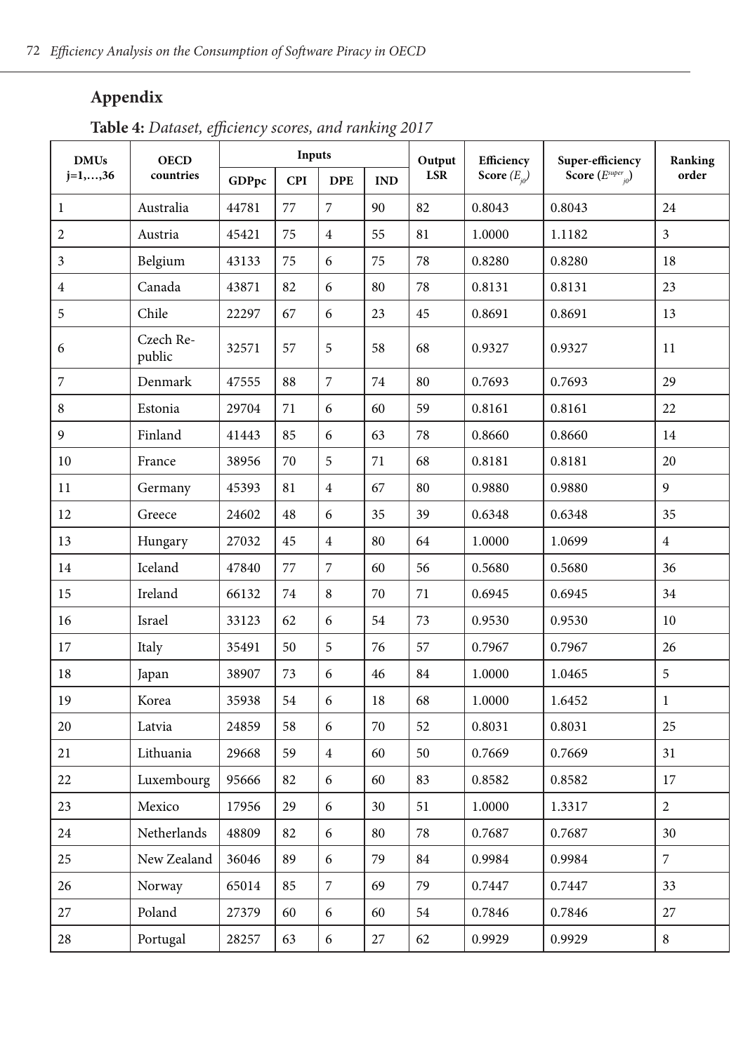## Appendix

**Table 4:** *Dataset, efficiency scores, and ranking 2017*

| DMUs j=1,…,36 | OECD countries | Inputs | | | | Output LSR | Efficiency Score ($E_{j0}$) | Super-efficiency Score ($E^{super}_{j0}$) | Ranking order |
|---|---|---|---|---|---|---|---|---|---|
| | | GDPpc | CPI | DPE | IND | | | | |
| 1 | Australia | 44781 | 77 | 7 | 90 | 82 | 0.8043 | 0.8043 | 24 |
| 2 | Austria | 45421 | 75 | 4 | 55 | 81 | 1.0000 | 1.1182 | 3 |
| 3 | Belgium | 43133 | 75 | 6 | 75 | 78 | 0.8280 | 0.8280 | 18 |
| 4 | Canada | 43871 | 82 | 6 | 80 | 78 | 0.8131 | 0.8131 | 23 |
| 5 | Chile | 22297 | 67 | 6 | 23 | 45 | 0.8691 | 0.8691 | 13 |
| 6 | Czech Republic | 32571 | 57 | 5 | 58 | 68 | 0.9327 | 0.9327 | 11 |
| 7 | Denmark | 47555 | 88 | 7 | 74 | 80 | 0.7693 | 0.7693 | 29 |
| 8 | Estonia | 29704 | 71 | 6 | 60 | 59 | 0.8161 | 0.8161 | 22 |
| 9 | Finland | 41443 | 85 | 6 | 63 | 78 | 0.8660 | 0.8660 | 14 |
| 10 | France | 38956 | 70 | 5 | 71 | 68 | 0.8181 | 0.8181 | 20 |
| 11 | Germany | 45393 | 81 | 4 | 67 | 80 | 0.9880 | 0.9880 | 9 |
| 12 | Greece | 24602 | 48 | 6 | 35 | 39 | 0.6348 | 0.6348 | 35 |
| 13 | Hungary | 27032 | 45 | 4 | 80 | 64 | 1.0000 | 1.0699 | 4 |
| 14 | Iceland | 47840 | 77 | 7 | 60 | 56 | 0.5680 | 0.5680 | 36 |
| 15 | Ireland | 66132 | 74 | 8 | 70 | 71 | 0.6945 | 0.6945 | 34 |
| 16 | Israel | 33123 | 62 | 6 | 54 | 73 | 0.9530 | 0.9530 | 10 |
| 17 | Italy | 35491 | 50 | 5 | 76 | 57 | 0.7967 | 0.7967 | 26 |
| 18 | Japan | 38907 | 73 | 6 | 46 | 84 | 1.0000 | 1.0465 | 5 |
| 19 | Korea | 35938 | 54 | 6 | 18 | 68 | 1.0000 | 1.6452 | 1 |
| 20 | Latvia | 24859 | 58 | 6 | 70 | 52 | 0.8031 | 0.8031 | 25 |
| 21 | Lithuania | 29668 | 59 | 4 | 60 | 50 | 0.7669 | 0.7669 | 31 |
| 22 | Luxembourg | 95666 | 82 | 6 | 60 | 83 | 0.8582 | 0.8582 | 17 |
| 23 | Mexico | 17956 | 29 | 6 | 30 | 51 | 1.0000 | 1.3317 | 2 |
| 24 | Netherlands | 48809 | 82 | 6 | 80 | 78 | 0.7687 | 0.7687 | 30 |
| 25 | New Zealand | 36046 | 89 | 6 | 79 | 84 | 0.9984 | 0.9984 | 7 |
| 26 | Norway | 65014 | 85 | 7 | 69 | 79 | 0.7447 | 0.7447 | 33 |
| 27 | Poland | 27379 | 60 | 6 | 60 | 54 | 0.7846 | 0.7846 | 27 |
| 28 | Portugal | 28257 | 63 | 6 | 27 | 62 | 0.9929 | 0.9929 | 8 |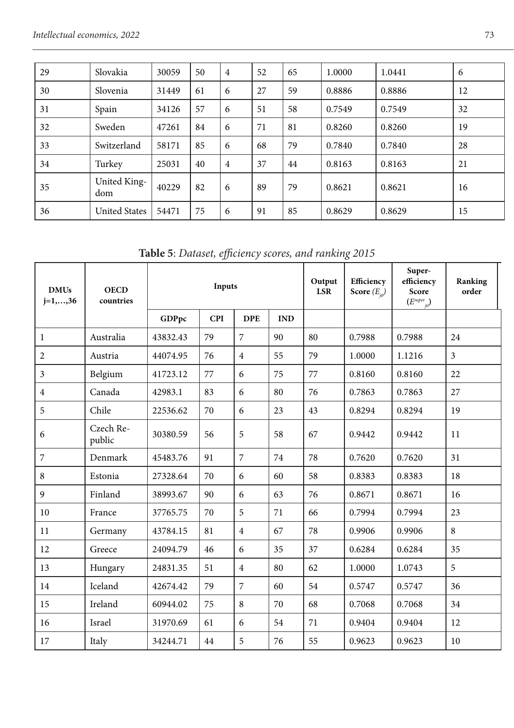| 29 | Slovakia | 30059 | 50 | 4 | 52 | 65 | 1.0000 | 1.0441 | 6 |
|---|---|---|---|---|---|---|---|---|---|
| 30 | Slovenia | 31449 | 61 | 6 | 27 | 59 | 0.8886 | 0.8886 | 12 |
| 31 | Spain | 34126 | 57 | 6 | 51 | 58 | 0.7549 | 0.7549 | 32 |
| 32 | Sweden | 47261 | 84 | 6 | 71 | 81 | 0.8260 | 0.8260 | 19 |
| 33 | Switzerland | 58171 | 85 | 6 | 68 | 79 | 0.7840 | 0.7840 | 28 |
| 34 | Turkey | 25031 | 40 | 4 | 37 | 44 | 0.8163 | 0.8163 | 21 |
| 35 | United Kingdom | 40229 | 82 | 6 | 89 | 79 | 0.8621 | 0.8621 | 16 |
| 36 | United States | 54471 | 75 | 6 | 91 | 85 | 0.8629 | 0.8629 | 15 |

**Table 5**: *Dataset, efficiency scores, and ranking 2015*

| DMUs j=1,…,36 | OECD countries | Inputs | | | | Output LSR | Efficiency Score ($E_{j0}$) | Super-efficiency Score ($E^{super}_{j0}$) | Ranking order |
|---|---|---|---|---|---|---|---|---|---|
| | | GDPpc | CPI | DPE | IND | | | | |
| 1 | Australia | 43832.43 | 79 | 7 | 90 | 80 | 0.7988 | 0.7988 | 24 |
| 2 | Austria | 44074.95 | 76 | 4 | 55 | 79 | 1.0000 | 1.1216 | 3 |
| 3 | Belgium | 41723.12 | 77 | 6 | 75 | 77 | 0.8160 | 0.8160 | 22 |
| 4 | Canada | 42983.1 | 83 | 6 | 80 | 76 | 0.7863 | 0.7863 | 27 |
| 5 | Chile | 22536.62 | 70 | 6 | 23 | 43 | 0.8294 | 0.8294 | 19 |
| 6 | Czech Republic | 30380.59 | 56 | 5 | 58 | 67 | 0.9442 | 0.9442 | 11 |
| 7 | Denmark | 45483.76 | 91 | 7 | 74 | 78 | 0.7620 | 0.7620 | 31 |
| 8 | Estonia | 27328.64 | 70 | 6 | 60 | 58 | 0.8383 | 0.8383 | 18 |
| 9 | Finland | 38993.67 | 90 | 6 | 63 | 76 | 0.8671 | 0.8671 | 16 |
| 10 | France | 37765.75 | 70 | 5 | 71 | 66 | 0.7994 | 0.7994 | 23 |
| 11 | Germany | 43784.15 | 81 | 4 | 67 | 78 | 0.9906 | 0.9906 | 8 |
| 12 | Greece | 24094.79 | 46 | 6 | 35 | 37 | 0.6284 | 0.6284 | 35 |
| 13 | Hungary | 24831.35 | 51 | 4 | 80 | 62 | 1.0000 | 1.0743 | 5 |
| 14 | Iceland | 42674.42 | 79 | 7 | 60 | 54 | 0.5747 | 0.5747 | 36 |
| 15 | Ireland | 60944.02 | 75 | 8 | 70 | 68 | 0.7068 | 0.7068 | 34 |
| 16 | Israel | 31970.69 | 61 | 6 | 54 | 71 | 0.9404 | 0.9404 | 12 |
| 17 | Italy | 34244.71 | 44 | 5 | 76 | 55 | 0.9623 | 0.9623 | 10 |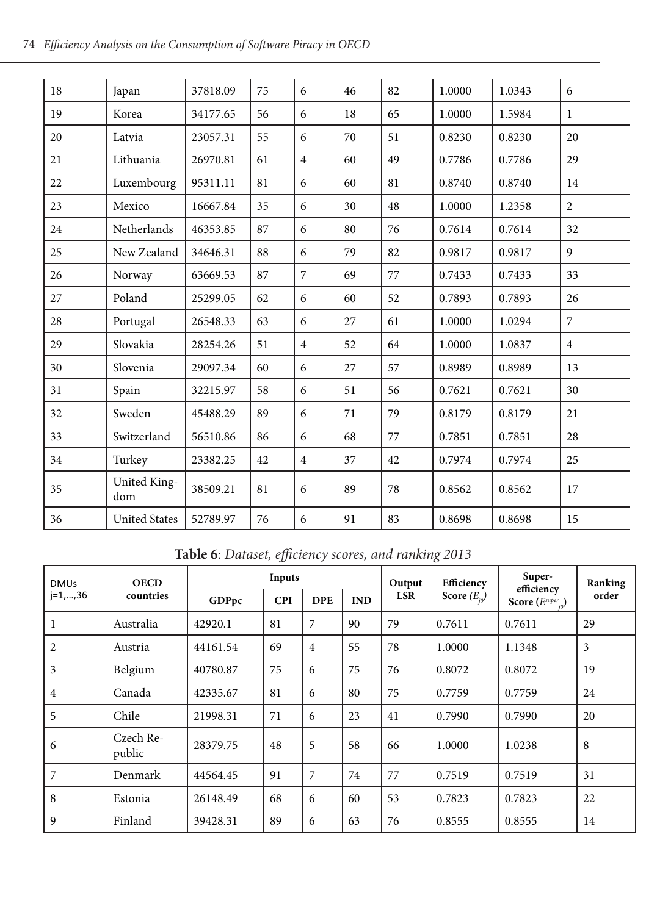| 18 | Japan | 37818.09 | 75 | 6 | 46 | 82 | 1.0000 | 1.0343 | 6 |
|---|---|---|---|---|---|---|---|---|---|
| 19 | Korea | 34177.65 | 56 | 6 | 18 | 65 | 1.0000 | 1.5984 | 1 |
| 20 | Latvia | 23057.31 | 55 | 6 | 70 | 51 | 0.8230 | 0.8230 | 20 |
| 21 | Lithuania | 26970.81 | 61 | 4 | 60 | 49 | 0.7786 | 0.7786 | 29 |
| 22 | Luxembourg | 95311.11 | 81 | 6 | 60 | 81 | 0.8740 | 0.8740 | 14 |
| 23 | Mexico | 16667.84 | 35 | 6 | 30 | 48 | 1.0000 | 1.2358 | 2 |
| 24 | Netherlands | 46353.85 | 87 | 6 | 80 | 76 | 0.7614 | 0.7614 | 32 |
| 25 | New Zealand | 34646.31 | 88 | 6 | 79 | 82 | 0.9817 | 0.9817 | 9 |
| 26 | Norway | 63669.53 | 87 | 7 | 69 | 77 | 0.7433 | 0.7433 | 33 |
| 27 | Poland | 25299.05 | 62 | 6 | 60 | 52 | 0.7893 | 0.7893 | 26 |
| 28 | Portugal | 26548.33 | 63 | 6 | 27 | 61 | 1.0000 | 1.0294 | 7 |
| 29 | Slovakia | 28254.26 | 51 | 4 | 52 | 64 | 1.0000 | 1.0837 | 4 |
| 30 | Slovenia | 29097.34 | 60 | 6 | 27 | 57 | 0.8989 | 0.8989 | 13 |
| 31 | Spain | 32215.97 | 58 | 6 | 51 | 56 | 0.7621 | 0.7621 | 30 |
| 32 | Sweden | 45488.29 | 89 | 6 | 71 | 79 | 0.8179 | 0.8179 | 21 |
| 33 | Switzerland | 56510.86 | 86 | 6 | 68 | 77 | 0.7851 | 0.7851 | 28 |
| 34 | Turkey | 23382.25 | 42 | 4 | 37 | 42 | 0.7974 | 0.7974 | 25 |
| 35 | United Kingdom | 38509.21 | 81 | 6 | 89 | 78 | 0.8562 | 0.8562 | 17 |
| 36 | United States | 52789.97 | 76 | 6 | 91 | 83 | 0.8698 | 0.8698 | 15 |

**Table 6**: *Dataset, efficiency scores, and ranking 2013*

| DMUs j=1,…,36 | OECD countries | Inputs | | | | Output | Efficiency Score ($E_{j0}$) | Super-efficiency Score ($E^{super}_{j0}$) | Ranking order |
|---|---|---|---|---|---|---|---|---|---|
| | | GDPpc | CPI | DPE | IND | LSR | | | |
| 1 | Australia | 42920.1 | 81 | 7 | 90 | 79 | 0.7611 | 0.7611 | 29 |
| 2 | Austria | 44161.54 | 69 | 4 | 55 | 78 | 1.0000 | 1.1348 | 3 |
| 3 | Belgium | 40780.87 | 75 | 6 | 75 | 76 | 0.8072 | 0.8072 | 19 |
| 4 | Canada | 42335.67 | 81 | 6 | 80 | 75 | 0.7759 | 0.7759 | 24 |
| 5 | Chile | 21998.31 | 71 | 6 | 23 | 41 | 0.7990 | 0.7990 | 20 |
| 6 | Czech Republic | 28379.75 | 48 | 5 | 58 | 66 | 1.0000 | 1.0238 | 8 |
| 7 | Denmark | 44564.45 | 91 | 7 | 74 | 77 | 0.7519 | 0.7519 | 31 |
| 8 | Estonia | 26148.49 | 68 | 6 | 60 | 53 | 0.7823 | 0.7823 | 22 |
| 9 | Finland | 39428.31 | 89 | 6 | 63 | 76 | 0.8555 | 0.8555 | 14 |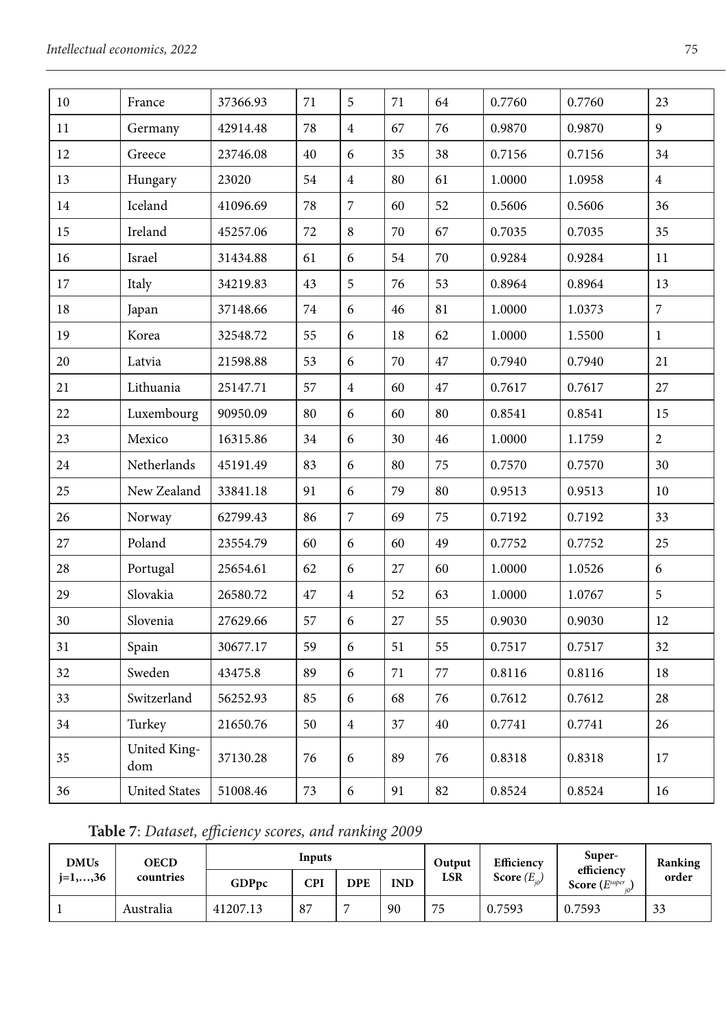| 10 | France | 37366.93 | 71 | 5 | 71 | 64 | 0.7760 | 0.7760 | 23 |
|---|---|---|---|---|---|---|---|---|---|
| 11 | Germany | 42914.48 | 78 | 4 | 67 | 76 | 0.9870 | 0.9870 | 9 |
| 12 | Greece | 23746.08 | 40 | 6 | 35 | 38 | 0.7156 | 0.7156 | 34 |
| 13 | Hungary | 23020 | 54 | 4 | 80 | 61 | 1.0000 | 1.0958 | 4 |
| 14 | Iceland | 41096.69 | 78 | 7 | 60 | 52 | 0.5606 | 0.5606 | 36 |
| 15 | Ireland | 45257.06 | 72 | 8 | 70 | 67 | 0.7035 | 0.7035 | 35 |
| 16 | Israel | 31434.88 | 61 | 6 | 54 | 70 | 0.9284 | 0.9284 | 11 |
| 17 | Italy | 34219.83 | 43 | 5 | 76 | 53 | 0.8964 | 0.8964 | 13 |
| 18 | Japan | 37148.66 | 74 | 6 | 46 | 81 | 1.0000 | 1.0373 | 7 |
| 19 | Korea | 32548.72 | 55 | 6 | 18 | 62 | 1.0000 | 1.5500 | 1 |
| 20 | Latvia | 21598.88 | 53 | 6 | 70 | 47 | 0.7940 | 0.7940 | 21 |
| 21 | Lithuania | 25147.71 | 57 | 4 | 60 | 47 | 0.7617 | 0.7617 | 27 |
| 22 | Luxembourg | 90950.09 | 80 | 6 | 60 | 80 | 0.8541 | 0.8541 | 15 |
| 23 | Mexico | 16315.86 | 34 | 6 | 30 | 46 | 1.0000 | 1.1759 | 2 |
| 24 | Netherlands | 45191.49 | 83 | 6 | 80 | 75 | 0.7570 | 0.7570 | 30 |
| 25 | New Zealand | 33841.18 | 91 | 6 | 79 | 80 | 0.9513 | 0.9513 | 10 |
| 26 | Norway | 62799.43 | 86 | 7 | 69 | 75 | 0.7192 | 0.7192 | 33 |
| 27 | Poland | 23554.79 | 60 | 6 | 60 | 49 | 0.7752 | 0.7752 | 25 |
| 28 | Portugal | 25654.61 | 62 | 6 | 27 | 60 | 1.0000 | 1.0526 | 6 |
| 29 | Slovakia | 26580.72 | 47 | 4 | 52 | 63 | 1.0000 | 1.0767 | 5 |
| 30 | Slovenia | 27629.66 | 57 | 6 | 27 | 55 | 0.9030 | 0.9030 | 12 |
| 31 | Spain | 30677.17 | 59 | 6 | 51 | 55 | 0.7517 | 0.7517 | 32 |
| 32 | Sweden | 43475.8 | 89 | 6 | 71 | 77 | 0.8116 | 0.8116 | 18 |
| 33 | Switzerland | 56252.93 | 85 | 6 | 68 | 76 | 0.7612 | 0.7612 | 28 |
| 34 | Turkey | 21650.76 | 50 | 4 | 37 | 40 | 0.7741 | 0.7741 | 26 |
| 35 | United Kingdom | 37130.28 | 76 | 6 | 89 | 76 | 0.8318 | 0.8318 | 17 |
| 36 | United States | 51008.46 | 73 | 6 | 91 | 82 | 0.8524 | 0.8524 | 16 |

**Table 7**: *Dataset, efficiency scores, and ranking 2009*

| DMUs j=1,…,36 | OECD countries | Inputs | | | | Output | Efficiency Score ($E_{j0}$) | Super-efficiency Score ($E^{super}_{j0}$) | Ranking order |
|---|---|---|---|---|---|---|---|---|---|
| | | GDPpc | CPI | DPE | IND | LSR | | | |
| 1 | Australia | 41207.13 | 87 | 7 | 90 | 75 | 0.7593 | 0.7593 | 33 |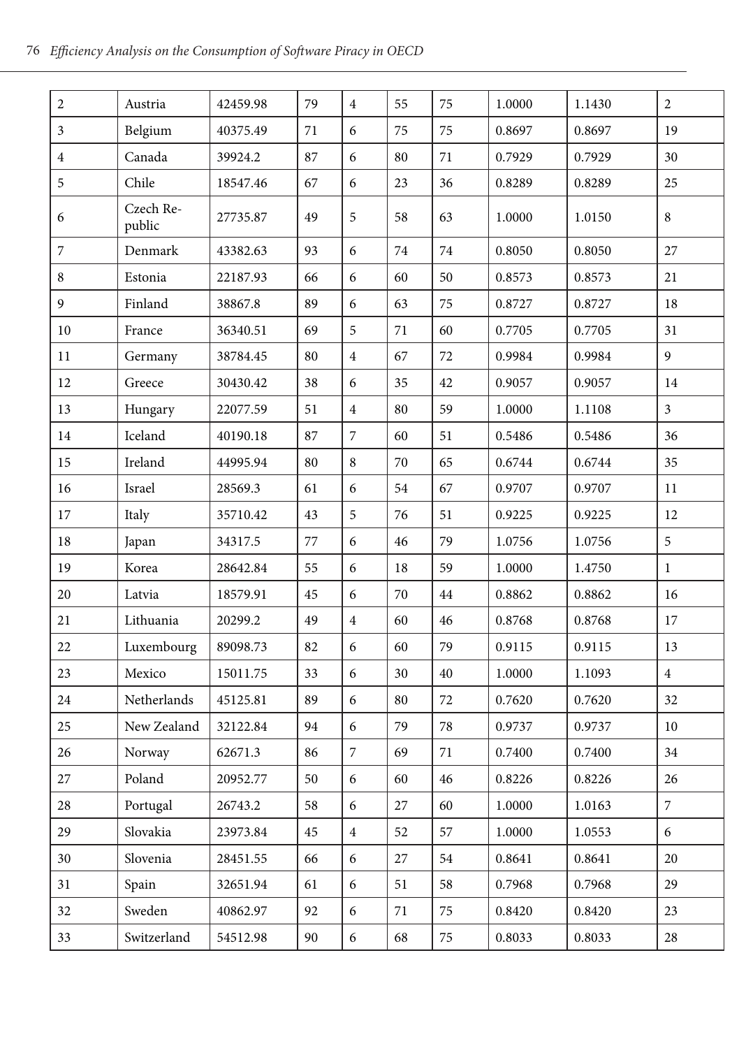| 2 | Austria | 42459.98 | 79 | 4 | 55 | 75 | 1.0000 | 1.1430 | 2 |
|---|---|---|---|---|---|---|---|---|---|
| 3 | Belgium | 40375.49 | 71 | 6 | 75 | 75 | 0.8697 | 0.8697 | 19 |
| 4 | Canada | 39924.2 | 87 | 6 | 80 | 71 | 0.7929 | 0.7929 | 30 |
| 5 | Chile | 18547.46 | 67 | 6 | 23 | 36 | 0.8289 | 0.8289 | 25 |
| 6 | Czech Republic | 27735.87 | 49 | 5 | 58 | 63 | 1.0000 | 1.0150 | 8 |
| 7 | Denmark | 43382.63 | 93 | 6 | 74 | 74 | 0.8050 | 0.8050 | 27 |
| 8 | Estonia | 22187.93 | 66 | 6 | 60 | 50 | 0.8573 | 0.8573 | 21 |
| 9 | Finland | 38867.8 | 89 | 6 | 63 | 75 | 0.8727 | 0.8727 | 18 |
| 10 | France | 36340.51 | 69 | 5 | 71 | 60 | 0.7705 | 0.7705 | 31 |
| 11 | Germany | 38784.45 | 80 | 4 | 67 | 72 | 0.9984 | 0.9984 | 9 |
| 12 | Greece | 30430.42 | 38 | 6 | 35 | 42 | 0.9057 | 0.9057 | 14 |
| 13 | Hungary | 22077.59 | 51 | 4 | 80 | 59 | 1.0000 | 1.1108 | 3 |
| 14 | Iceland | 40190.18 | 87 | 7 | 60 | 51 | 0.5486 | 0.5486 | 36 |
| 15 | Ireland | 44995.94 | 80 | 8 | 70 | 65 | 0.6744 | 0.6744 | 35 |
| 16 | Israel | 28569.3 | 61 | 6 | 54 | 67 | 0.9707 | 0.9707 | 11 |
| 17 | Italy | 35710.42 | 43 | 5 | 76 | 51 | 0.9225 | 0.9225 | 12 |
| 18 | Japan | 34317.5 | 77 | 6 | 46 | 79 | 1.0756 | 1.0756 | 5 |
| 19 | Korea | 28642.84 | 55 | 6 | 18 | 59 | 1.0000 | 1.4750 | 1 |
| 20 | Latvia | 18579.91 | 45 | 6 | 70 | 44 | 0.8862 | 0.8862 | 16 |
| 21 | Lithuania | 20299.2 | 49 | 4 | 60 | 46 | 0.8768 | 0.8768 | 17 |
| 22 | Luxembourg | 89098.73 | 82 | 6 | 60 | 79 | 0.9115 | 0.9115 | 13 |
| 23 | Mexico | 15011.75 | 33 | 6 | 30 | 40 | 1.0000 | 1.1093 | 4 |
| 24 | Netherlands | 45125.81 | 89 | 6 | 80 | 72 | 0.7620 | 0.7620 | 32 |
| 25 | New Zealand | 32122.84 | 94 | 6 | 79 | 78 | 0.9737 | 0.9737 | 10 |
| 26 | Norway | 62671.3 | 86 | 7 | 69 | 71 | 0.7400 | 0.7400 | 34 |
| 27 | Poland | 20952.77 | 50 | 6 | 60 | 46 | 0.8226 | 0.8226 | 26 |
| 28 | Portugal | 26743.2 | 58 | 6 | 27 | 60 | 1.0000 | 1.0163 | 7 |
| 29 | Slovakia | 23973.84 | 45 | 4 | 52 | 57 | 1.0000 | 1.0553 | 6 |
| 30 | Slovenia | 28451.55 | 66 | 6 | 27 | 54 | 0.8641 | 0.8641 | 20 |
| 31 | Spain | 32651.94 | 61 | 6 | 51 | 58 | 0.7968 | 0.7968 | 29 |
| 32 | Sweden | 40862.97 | 92 | 6 | 71 | 75 | 0.8420 | 0.8420 | 23 |
| 33 | Switzerland | 54512.98 | 90 | 6 | 68 | 75 | 0.8033 | 0.8033 | 28 |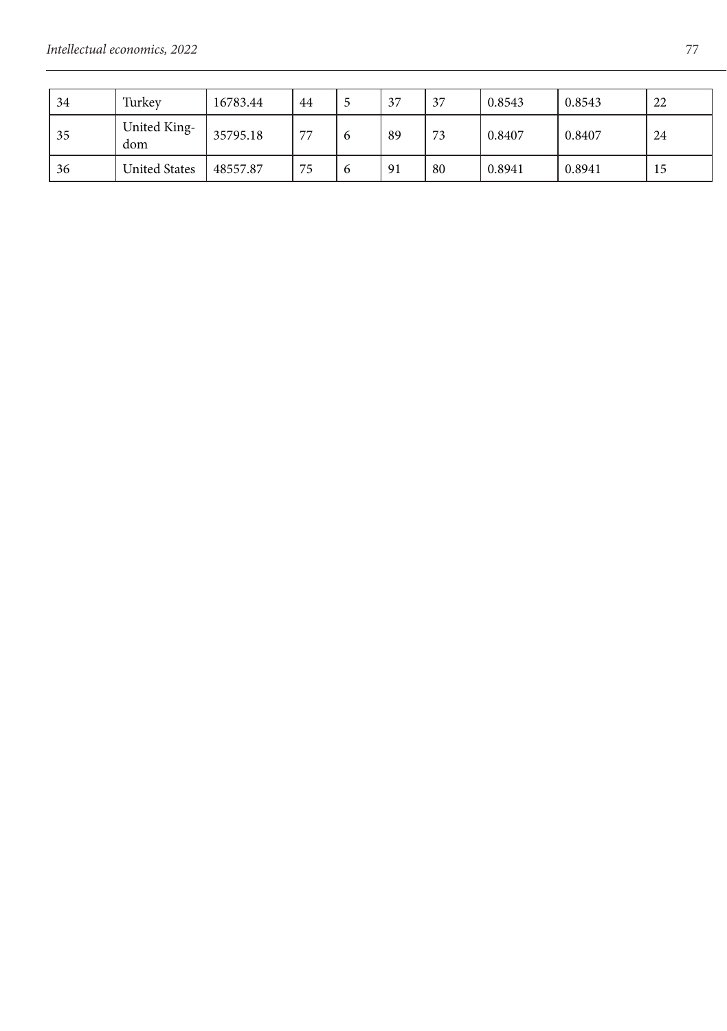| 34 | Turkey | 16783.44 | 44 | 5 | 37 | 37 | 0.8543 | 0.8543 | 22 |
|---|---|---|---|---|---|---|---|---|---|
| 35 | United Kingdom | 35795.18 | 77 | 6 | 89 | 73 | 0.8407 | 0.8407 | 24 |
| 36 | United States | 48557.87 | 75 | 6 | 91 | 80 | 0.8941 | 0.8941 | 15 |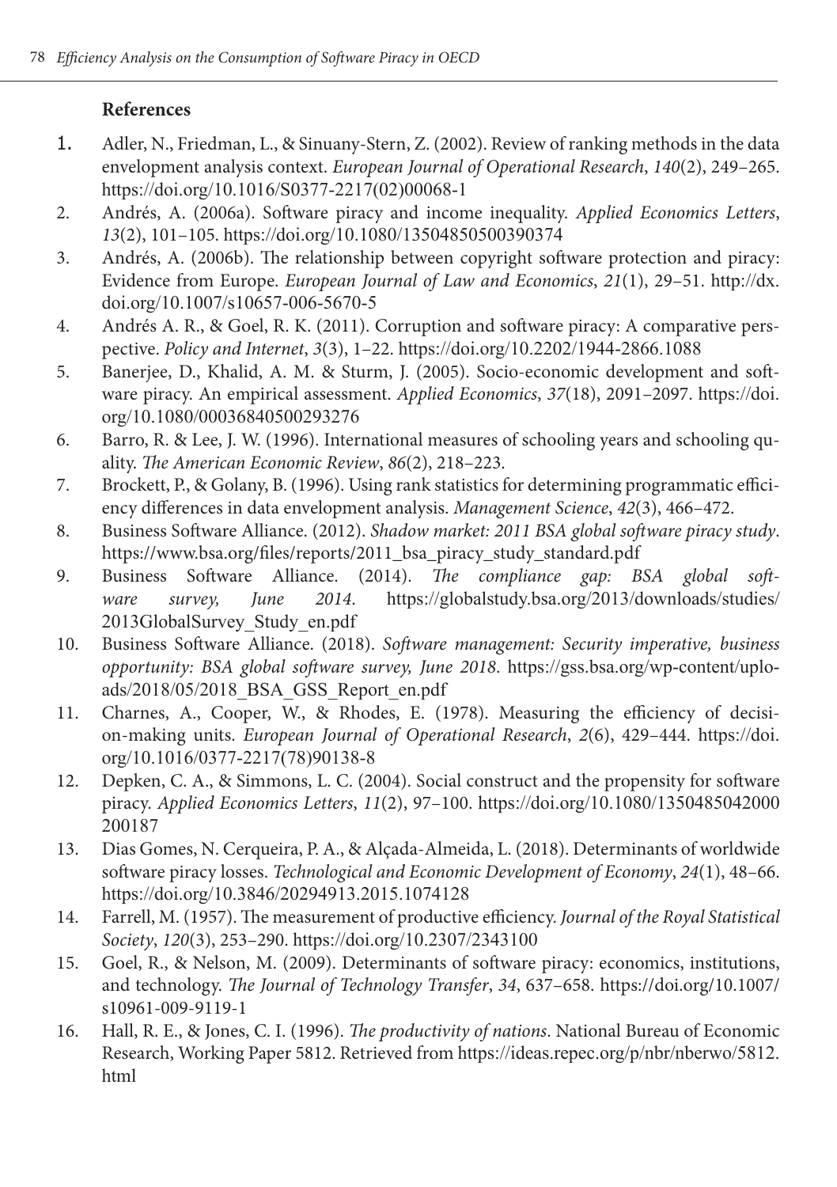## References

1. Adler, N., Friedman, L., & Sinuany-Stern, Z. (2002). Review of ranking methods in the data envelopment analysis context. *European Journal of Operational Research*, *140*(2), 249–265. https://doi.org/10.1016/S0377-2217(02)00068-1
2. Andrés, A. (2006a). Software piracy and income inequality. *Applied Economics Letters*, *13*(2), 101–105. https://doi.org/10.1080/13504850500390374
3. Andrés, A. (2006b). The relationship between copyright software protection and piracy: Evidence from Europe. *European Journal of Law and Economics*, *21*(1), 29–51. http://dx.doi.org/10.1007/s10657-006-5670-5
4. Andrés A. R., & Goel, R. K. (2011). Corruption and software piracy: A comparative perspective. *Policy and Internet*, *3*(3), 1–22. https://doi.org/10.2202/1944-2866.1088
5. Banerjee, D., Khalid, A. M. & Sturm, J. (2005). Socio-economic development and software piracy. An empirical assessment. *Applied Economics*, *37*(18), 2091–2097. https://doi.org/10.1080/00036840500293276
6. Barro, R. & Lee, J. W. (1996). International measures of schooling years and schooling quality. *The American Economic Review*, *86*(2), 218–223.
7. Brockett, P., & Golany, B. (1996). Using rank statistics for determining programmatic efficiency differences in data envelopment analysis. *Management Science*, *42*(3), 466–472.
8. Business Software Alliance. (2012). *Shadow market: 2011 BSA global software piracy study*. https://www.bsa.org/files/reports/2011_bsa_piracy_study_standard.pdf
9. Business Software Alliance. (2014). *The compliance gap: BSA global software survey, June 2014*. https://globalstudy.bsa.org/2013/downloads/studies/2013GlobalSurvey_Study_en.pdf
10. Business Software Alliance. (2018). *Software management: Security imperative, business opportunity: BSA global software survey, June 2018*. https://gss.bsa.org/wp-content/uploads/2018/05/2018_BSA_GSS_Report_en.pdf
11. Charnes, A., Cooper, W., & Rhodes, E. (1978). Measuring the efficiency of decision-making units. *European Journal of Operational Research*, *2*(6), 429–444. https://doi.org/10.1016/0377-2217(78)90138-8
12. Depken, C. A., & Simmons, L. C. (2004). Social construct and the propensity for software piracy. *Applied Economics Letters*, *11*(2), 97–100. https://doi.org/10.1080/1350485042000200187
13. Dias Gomes, N. Cerqueira, P. A., & Alçada-Almeida, L. (2018). Determinants of worldwide software piracy losses. *Technological and Economic Development of Economy*, *24*(1), 48–66. https://doi.org/10.3846/20294913.2015.1074128
14. Farrell, M. (1957). The measurement of productive efficiency. *Journal of the Royal Statistical Society*, *120*(3), 253–290. https://doi.org/10.2307/2343100
15. Goel, R., & Nelson, M. (2009). Determinants of software piracy: economics, institutions, and technology. *The Journal of Technology Transfer*, *34*, 637–658. https://doi.org/10.1007/s10961-009-9119-1
16. Hall, R. E., & Jones, C. I. (1996). *The productivity of nations.* National Bureau of Economic Research, Working Paper 5812. Retrieved from https://ideas.repec.org/p/nbr/nberwo/5812.html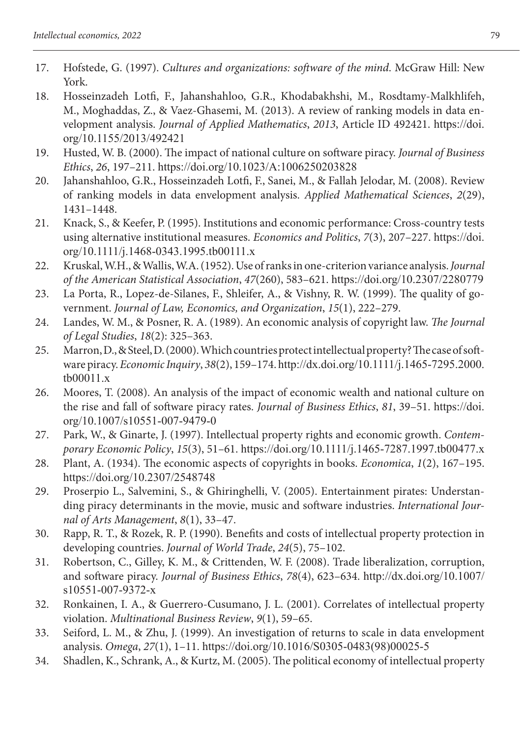17. Hofstede, G. (1997). *Cultures and organizations: software of the mind*. McGraw Hill: New York.
18. Hosseinzadeh Lotfi, F., Jahanshahloo, G.R., Khodabakhshi, M., Rosdtamy-Malkhlifeh, M., Moghaddas, Z., & Vaez-Ghasemi, M. (2013). A review of ranking models in data envelopment analysis. *Journal of Applied Mathematics*, *2013*, Article ID 492421. https://doi.org/10.1155/2013/492421
19. Husted, W. B. (2000). The impact of national culture on software piracy. *Journal of Business Ethics*, *26*, 197–211. https://doi.org/10.1023/A:1006250203828
20. Jahanshahloo, G.R., Hosseinzadeh Lotfi, F., Sanei, M., & Fallah Jelodar, M. (2008). Review of ranking models in data envelopment analysis. *Applied Mathematical Sciences*, *2*(29), 1431–1448.
21. Knack, S., & Keefer, P. (1995). Institutions and economic performance: Cross-country tests using alternative institutional measures. *Economics and Politics*, *7*(3), 207–227. https://doi.org/10.1111/j.1468-0343.1995.tb00111.x
22. Kruskal, W.H., & Wallis, W.A. (1952). Use of ranks in one-criterion variance analysis. *Journal of the American Statistical Association*, *47*(260), 583–621. https://doi.org/10.2307/2280779
23. La Porta, R., Lopez-de-Silanes, F., Shleifer, A., & Vishny, R. W. (1999). The quality of government. *Journal of Law, Economics, and Organization*, *15*(1), 222–279.
24. Landes, W. M., & Posner, R. A. (1989). An economic analysis of copyright law. *The Journal of Legal Studies*, *18*(2): 325–363.
25. Marron, D., & Steel, D. (2000). Which countries protect intellectual property? The case of software piracy. *Economic Inquiry*, *38*(2), 159–174. http://dx.doi.org/10.1111/j.1465-7295.2000.tb00011.x
26. Moores, T. (2008). An analysis of the impact of economic wealth and national culture on the rise and fall of software piracy rates. *Journal of Business Ethics*, *81*, 39–51. https://doi.org/10.1007/s10551-007-9479-0
27. Park, W., & Ginarte, J. (1997). Intellectual property rights and economic growth. *Contemporary Economic Policy*, *15*(3), 51–61. https://doi.org/10.1111/j.1465-7287.1997.tb00477.x
28. Plant, A. (1934). The economic aspects of copyrights in books. *Economica*, *1*(2), 167–195. https://doi.org/10.2307/2548748
29. Proserpio L., Salvemini, S., & Ghiringhelli, V. (2005). Entertainment pirates: Understanding piracy determinants in the movie, music and software industries. *International Journal of Arts Management*, *8*(1), 33–47.
30. Rapp, R. T., & Rozek, R. P. (1990). Benefits and costs of intellectual property protection in developing countries. *Journal of World Trade*, *24*(5), 75–102.
31. Robertson, C., Gilley, K. M., & Crittenden, W. F. (2008). Trade liberalization, corruption, and software piracy. *Journal of Business Ethics*, *78*(4), 623–634. http://dx.doi.org/10.1007/s10551-007-9372-x
32. Ronkainen, I. A., & Guerrero-Cusumano, J. L. (2001). Correlates of intellectual property violation. *Multinational Business Review*, *9*(1), 59–65.
33. Seiford, L. M., & Zhu, J. (1999). An investigation of returns to scale in data envelopment analysis. *Omega*, *27*(1), 1–11. https://doi.org/10.1016/S0305-0483(98)00025-5
34. Shadlen, K., Schrank, A., & Kurtz, M. (2005). The political economy of intellectual property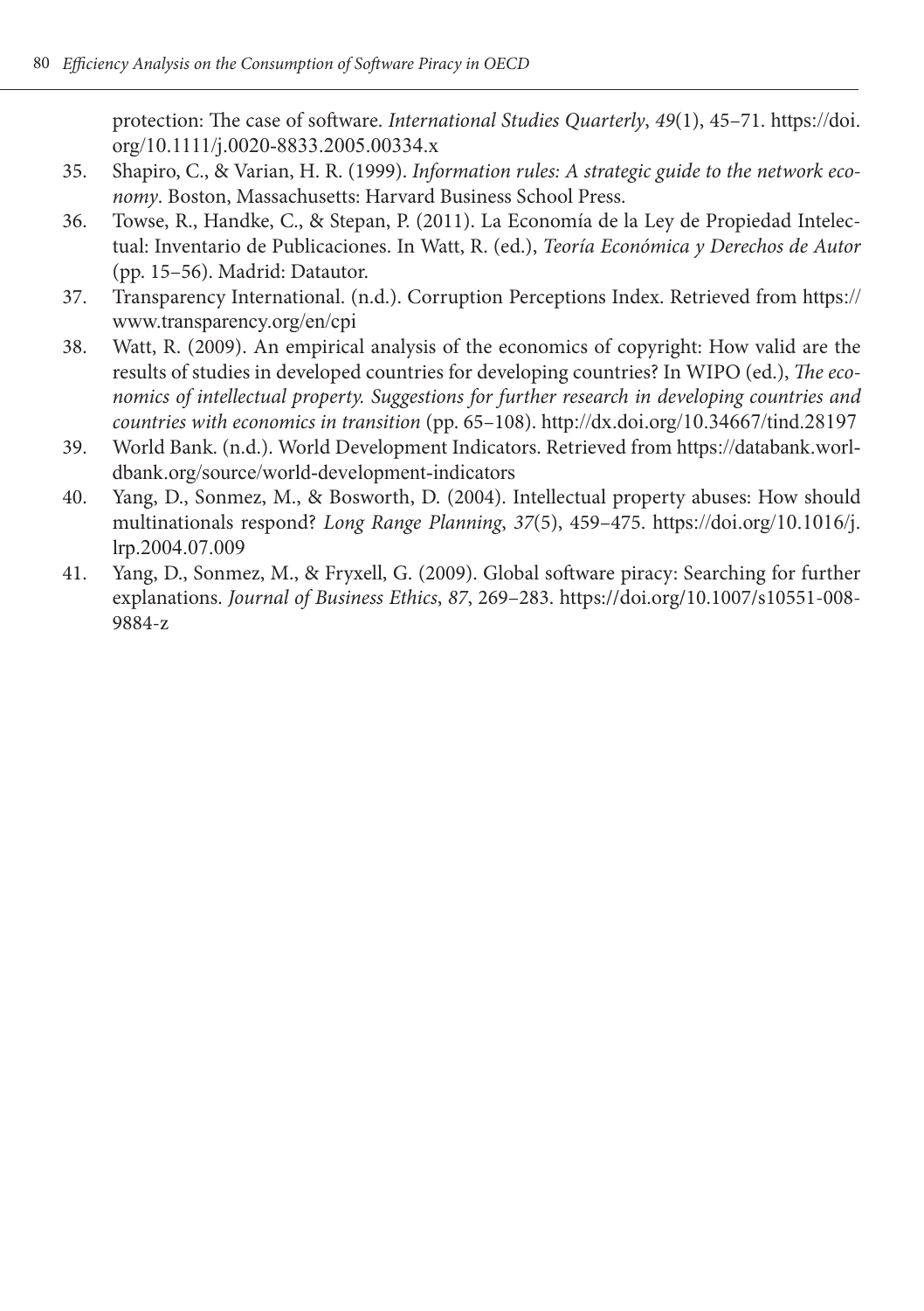protection: The case of software. *International Studies Quarterly*, *49*(1), 45–71. https://doi.org/10.1111/j.0020-8833.2005.00334.x

35. Shapiro, C., & Varian, H. R. (1999). *Information rules: A strategic guide to the network economy*. Boston, Massachusetts: Harvard Business School Press.
36. Towse, R., Handke, C., & Stepan, P. (2011). La Economía de la Ley de Propiedad Intelectual: Inventario de Publicaciones. In Watt, R. (ed.), *Teoría Económica y Derechos de Autor* (pp. 15–56). Madrid: Datautor.
37. Transparency International. (n.d.). Corruption Perceptions Index. Retrieved from https://www.transparency.org/en/cpi
38. Watt, R. (2009). An empirical analysis of the economics of copyright: How valid are the results of studies in developed countries for developing countries? In WIPO (ed.), *The economics of intellectual property. Suggestions for further research in developing countries and countries with economics in transition* (pp. 65–108). http://dx.doi.org/10.34667/tind.28197
39. World Bank. (n.d.). World Development Indicators. Retrieved from https://databank.worldbank.org/source/world-development-indicators
40. Yang, D., Sonmez, M., & Bosworth, D. (2004). Intellectual property abuses: How should multinationals respond? *Long Range Planning*, *37*(5), 459–475. https://doi.org/10.1016/j.lrp.2004.07.009
41. Yang, D., Sonmez, M., & Fryxell, G. (2009). Global software piracy: Searching for further explanations. *Journal of Business Ethics*, *87*, 269–283. https://doi.org/10.1007/s10551-008-9884-z